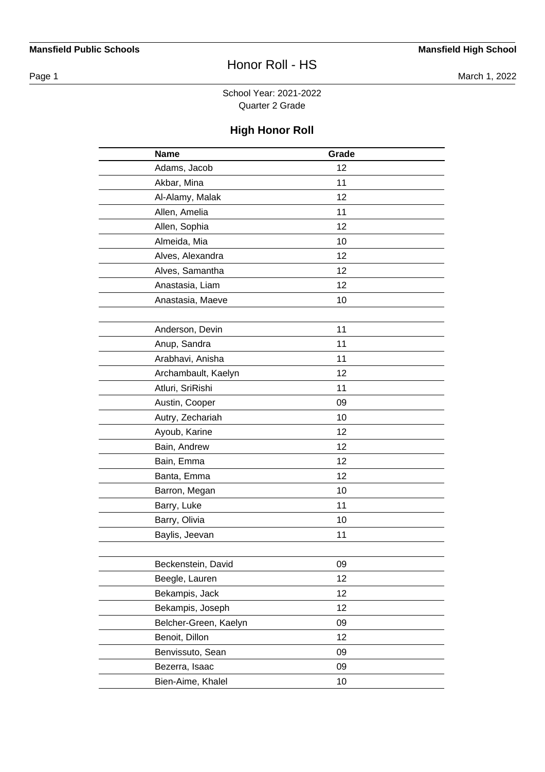# Honor Roll - HS

School Year: 2021-2022
Quarter 2 Grade

## High Honor Roll

| Name | Grade |
|---|---|
| Adams, Jacob | 12 |
| Akbar, Mina | 11 |
| Al-Alamy, Malak | 12 |
| Allen, Amelia | 11 |
| Allen, Sophia | 12 |
| Almeida, Mia | 10 |
| Alves, Alexandra | 12 |
| Alves, Samantha | 12 |
| Anastasia, Liam | 12 |
| Anastasia, Maeve | 10 |
| | |
| Anderson, Devin | 11 |
| Anup, Sandra | 11 |
| Arabhavi, Anisha | 11 |
| Archambault, Kaelyn | 12 |
| Atluri, SriRishi | 11 |
| Austin, Cooper | 09 |
| Autry, Zechariah | 10 |
| Ayoub, Karine | 12 |
| Bain, Andrew | 12 |
| Bain, Emma | 12 |
| Banta, Emma | 12 |
| Barron, Megan | 10 |
| Barry, Luke | 11 |
| Barry, Olivia | 10 |
| Baylis, Jeevan | 11 |
| | |
| Beckenstein, David | 09 |
| Beegle, Lauren | 12 |
| Bekampis, Jack | 12 |
| Bekampis, Joseph | 12 |
| Belcher-Green, Kaelyn | 09 |
| Benoit, Dillon | 12 |
| Benvissuto, Sean | 09 |
| Bezerra, Isaac | 09 |
| Bien-Aime, Khalel | 10 |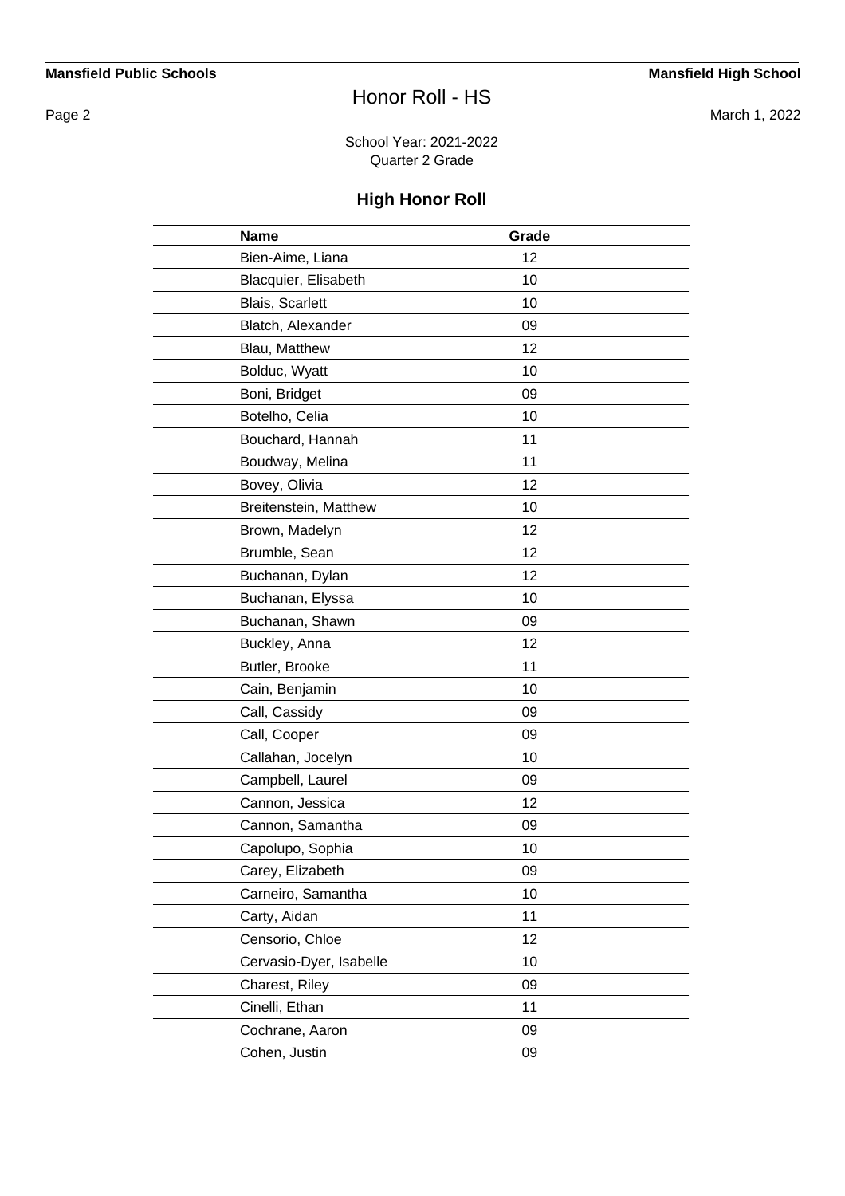School Year: 2021-2022
Quarter 2 Grade

## High Honor Roll

| Name | Grade |
|---|---|
| Bien-Aime, Liana | 12 |
| Blacquier, Elisabeth | 10 |
| Blais, Scarlett | 10 |
| Blatch, Alexander | 09 |
| Blau, Matthew | 12 |
| Bolduc, Wyatt | 10 |
| Boni, Bridget | 09 |
| Botelho, Celia | 10 |
| Bouchard, Hannah | 11 |
| Boudway, Melina | 11 |
| Bovey, Olivia | 12 |
| Breitenstein, Matthew | 10 |
| Brown, Madelyn | 12 |
| Brumble, Sean | 12 |
| Buchanan, Dylan | 12 |
| Buchanan, Elyssa | 10 |
| Buchanan, Shawn | 09 |
| Buckley, Anna | 12 |
| Butler, Brooke | 11 |
| Cain, Benjamin | 10 |
| Call, Cassidy | 09 |
| Call, Cooper | 09 |
| Callahan, Jocelyn | 10 |
| Campbell, Laurel | 09 |
| Cannon, Jessica | 12 |
| Cannon, Samantha | 09 |
| Capolupo, Sophia | 10 |
| Carey, Elizabeth | 09 |
| Carneiro, Samantha | 10 |
| Carty, Aidan | 11 |
| Censorio, Chloe | 12 |
| Cervasio-Dyer, Isabelle | 10 |
| Charest, Riley | 09 |
| Cinelli, Ethan | 11 |
| Cochrane, Aaron | 09 |
| Cohen, Justin | 09 |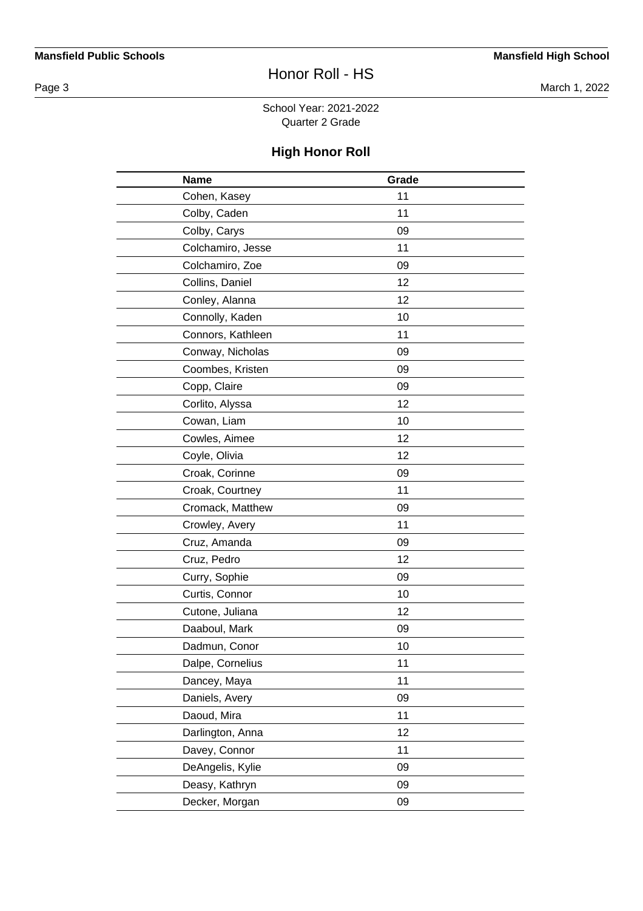School Year: 2021-2022
Quarter 2 Grade

## High Honor Roll

| Name | Grade |
| --- | --- |
| Cohen, Kasey | 11 |
| Colby, Caden | 11 |
| Colby, Carys | 09 |
| Colchamiro, Jesse | 11 |
| Colchamiro, Zoe | 09 |
| Collins, Daniel | 12 |
| Conley, Alanna | 12 |
| Connolly, Kaden | 10 |
| Connors, Kathleen | 11 |
| Conway, Nicholas | 09 |
| Coombes, Kristen | 09 |
| Copp, Claire | 09 |
| Corlito, Alyssa | 12 |
| Cowan, Liam | 10 |
| Cowles, Aimee | 12 |
| Coyle, Olivia | 12 |
| Croak, Corinne | 09 |
| Croak, Courtney | 11 |
| Cromack, Matthew | 09 |
| Crowley, Avery | 11 |
| Cruz, Amanda | 09 |
| Cruz, Pedro | 12 |
| Curry, Sophie | 09 |
| Curtis, Connor | 10 |
| Cutone, Juliana | 12 |
| Daaboul, Mark | 09 |
| Dadmun, Conor | 10 |
| Dalpe, Cornelius | 11 |
| Dancey, Maya | 11 |
| Daniels, Avery | 09 |
| Daoud, Mira | 11 |
| Darlington, Anna | 12 |
| Davey, Connor | 11 |
| DeAngelis, Kylie | 09 |
| Deasy, Kathryn | 09 |
| Decker, Morgan | 09 |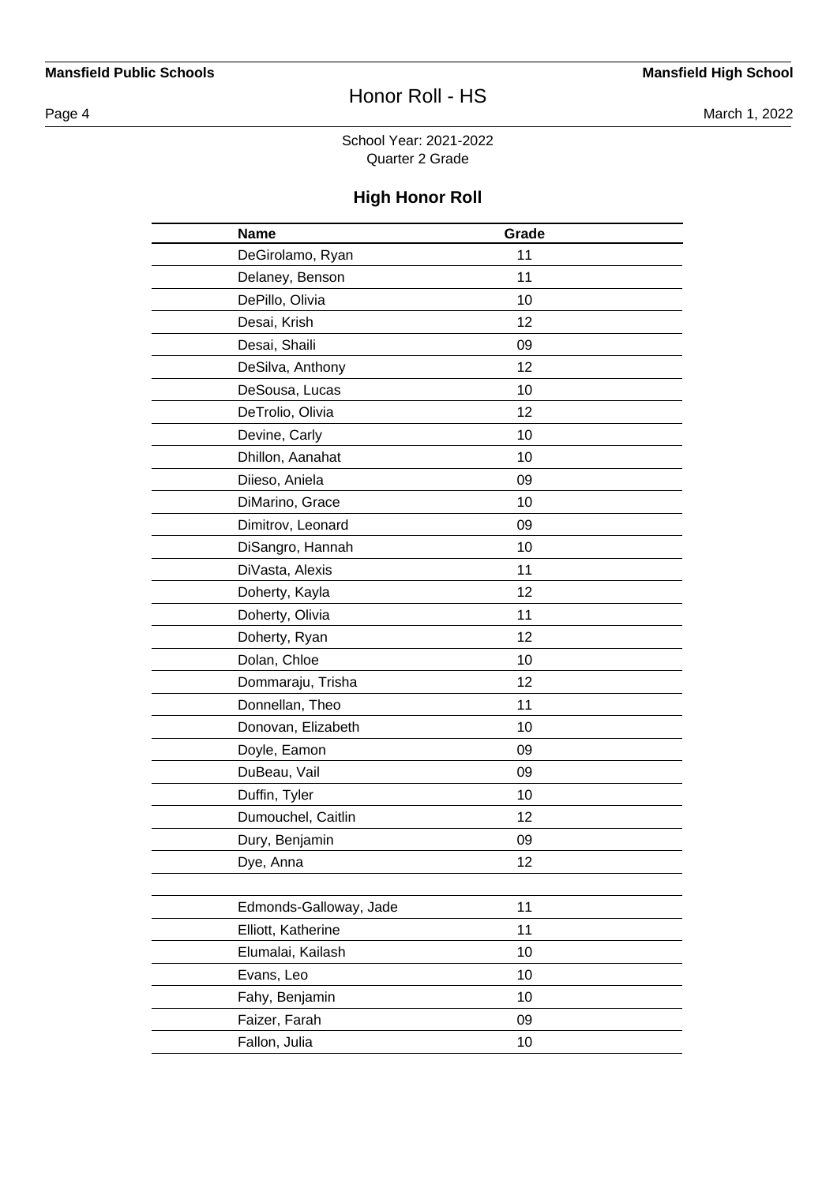School Year: 2021-2022
Quarter 2 Grade

## High Honor Roll

| Name | Grade |
|---|---|
| DeGirolamo, Ryan | 11 |
| Delaney, Benson | 11 |
| DePillo, Olivia | 10 |
| Desai, Krish | 12 |
| Desai, Shaili | 09 |
| DeSilva, Anthony | 12 |
| DeSousa, Lucas | 10 |
| DeTrolio, Olivia | 12 |
| Devine, Carly | 10 |
| Dhillon, Aanahat | 10 |
| Diieso, Aniela | 09 |
| DiMarino, Grace | 10 |
| Dimitrov, Leonard | 09 |
| DiSangro, Hannah | 10 |
| DiVasta, Alexis | 11 |
| Doherty, Kayla | 12 |
| Doherty, Olivia | 11 |
| Doherty, Ryan | 12 |
| Dolan, Chloe | 10 |
| Dommaraju, Trisha | 12 |
| Donnellan, Theo | 11 |
| Donovan, Elizabeth | 10 |
| Doyle, Eamon | 09 |
| DuBeau, Vail | 09 |
| Duffin, Tyler | 10 |
| Dumouchel, Caitlin | 12 |
| Dury, Benjamin | 09 |
| Dye, Anna | 12 |
| | |
| Edmonds-Galloway, Jade | 11 |
| Elliott, Katherine | 11 |
| Elumalai, Kailash | 10 |
| Evans, Leo | 10 |
| Fahy, Benjamin | 10 |
| Faizer, Farah | 09 |
| Fallon, Julia | 10 |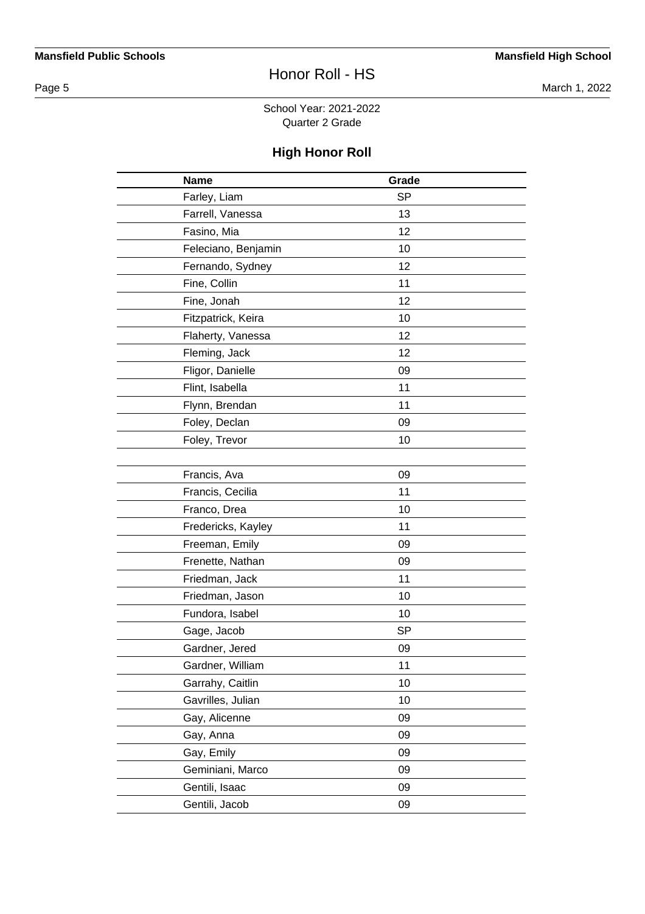School Year: 2021-2022
Quarter 2 Grade

## High Honor Roll

| Name | Grade |
| --- | --- |
| Farley, Liam | SP |
| Farrell, Vanessa | 13 |
| Fasino, Mia | 12 |
| Feleciano, Benjamin | 10 |
| Fernando, Sydney | 12 |
| Fine, Collin | 11 |
| Fine, Jonah | 12 |
| Fitzpatrick, Keira | 10 |
| Flaherty, Vanessa | 12 |
| Fleming, Jack | 12 |
| Fligor, Danielle | 09 |
| Flint, Isabella | 11 |
| Flynn, Brendan | 11 |
| Foley, Declan | 09 |
| Foley, Trevor | 10 |
| | |
| Francis, Ava | 09 |
| Francis, Cecilia | 11 |
| Franco, Drea | 10 |
| Fredericks, Kayley | 11 |
| Freeman, Emily | 09 |
| Frenette, Nathan | 09 |
| Friedman, Jack | 11 |
| Friedman, Jason | 10 |
| Fundora, Isabel | 10 |
| Gage, Jacob | SP |
| Gardner, Jered | 09 |
| Gardner, William | 11 |
| Garrahy, Caitlin | 10 |
| Gavrilles, Julian | 10 |
| Gay, Alicenne | 09 |
| Gay, Anna | 09 |
| Gay, Emily | 09 |
| Geminiani, Marco | 09 |
| Gentili, Isaac | 09 |
| Gentili, Jacob | 09 |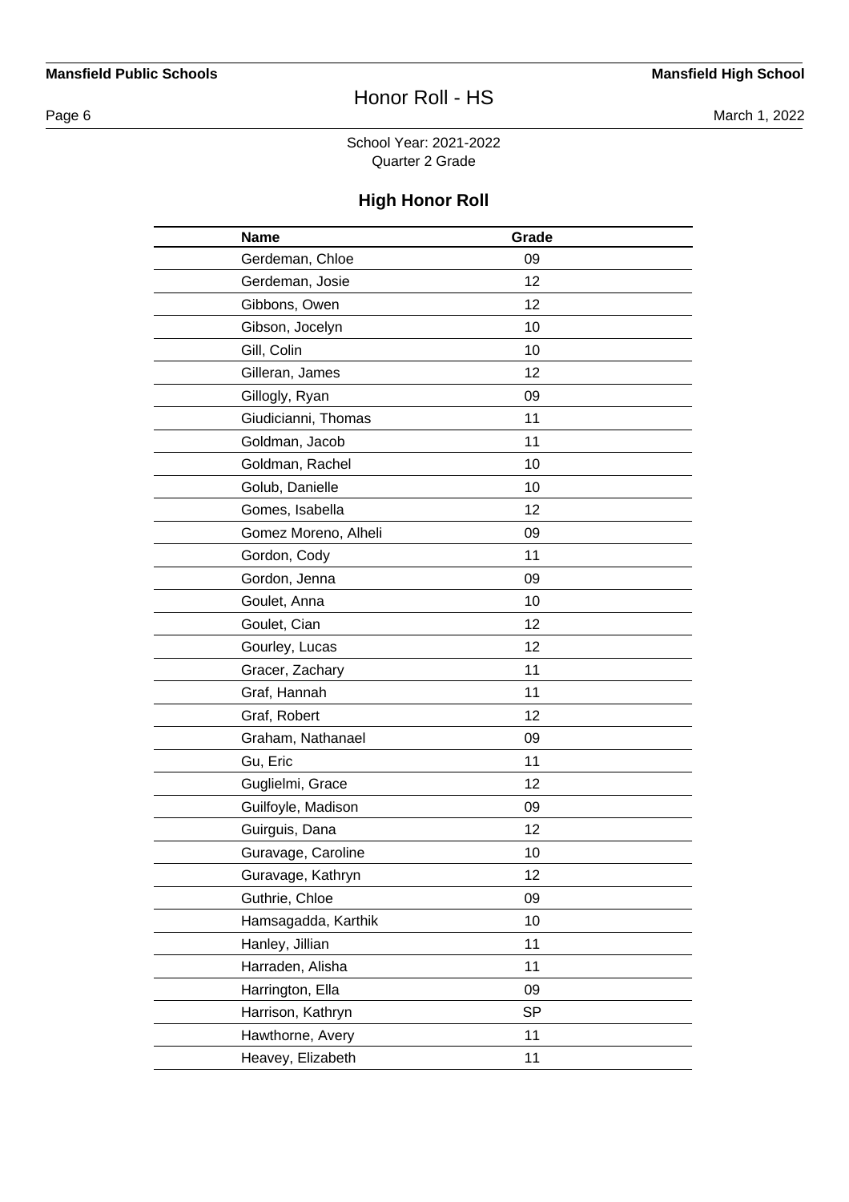School Year: 2021-2022
Quarter 2 Grade

## High Honor Roll

| Name | Grade |
| --- | --- |
| Gerdeman, Chloe | 09 |
| Gerdeman, Josie | 12 |
| Gibbons, Owen | 12 |
| Gibson, Jocelyn | 10 |
| Gill, Colin | 10 |
| Gilleran, James | 12 |
| Gillogly, Ryan | 09 |
| Giudicianni, Thomas | 11 |
| Goldman, Jacob | 11 |
| Goldman, Rachel | 10 |
| Golub, Danielle | 10 |
| Gomes, Isabella | 12 |
| Gomez Moreno, Alheli | 09 |
| Gordon, Cody | 11 |
| Gordon, Jenna | 09 |
| Goulet, Anna | 10 |
| Goulet, Cian | 12 |
| Gourley, Lucas | 12 |
| Gracer, Zachary | 11 |
| Graf, Hannah | 11 |
| Graf, Robert | 12 |
| Graham, Nathanael | 09 |
| Gu, Eric | 11 |
| Guglielmi, Grace | 12 |
| Guilfoyle, Madison | 09 |
| Guirguis, Dana | 12 |
| Guravage, Caroline | 10 |
| Guravage, Kathryn | 12 |
| Guthrie, Chloe | 09 |
| Hamsagadda, Karthik | 10 |
| Hanley, Jillian | 11 |
| Harraden, Alisha | 11 |
| Harrington, Ella | 09 |
| Harrison, Kathryn | SP |
| Hawthorne, Avery | 11 |
| Heavey, Elizabeth | 11 |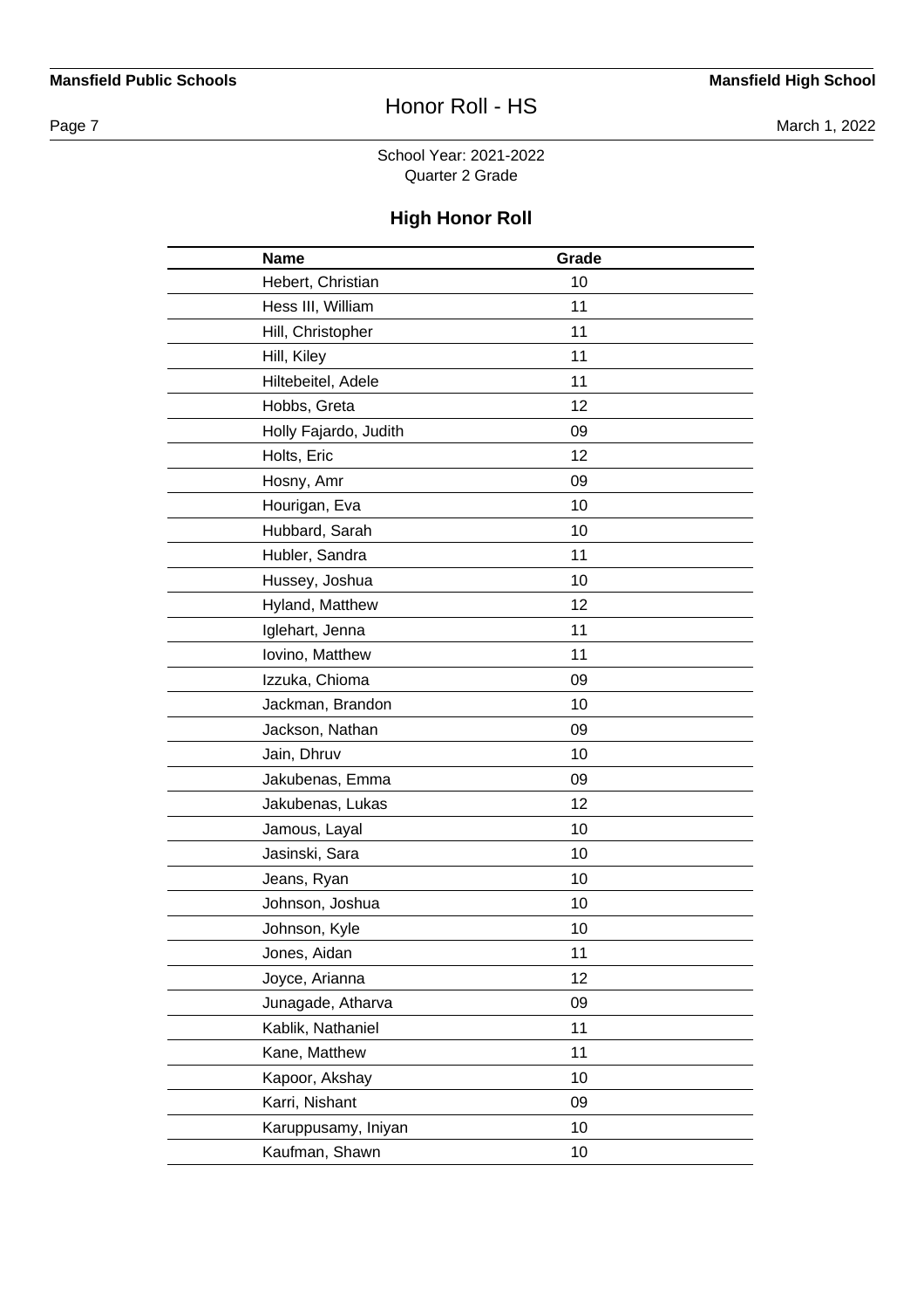School Year: 2021-2022
Quarter 2 Grade

## High Honor Roll

| Name | Grade |
|---|---|
| Hebert, Christian | 10 |
| Hess III, William | 11 |
| Hill, Christopher | 11 |
| Hill, Kiley | 11 |
| Hiltebeitel, Adele | 11 |
| Hobbs, Greta | 12 |
| Holly Fajardo, Judith | 09 |
| Holts, Eric | 12 |
| Hosny, Amr | 09 |
| Hourigan, Eva | 10 |
| Hubbard, Sarah | 10 |
| Hubler, Sandra | 11 |
| Hussey, Joshua | 10 |
| Hyland, Matthew | 12 |
| Iglehart, Jenna | 11 |
| Iovino, Matthew | 11 |
| Izzuka, Chioma | 09 |
| Jackman, Brandon | 10 |
| Jackson, Nathan | 09 |
| Jain, Dhruv | 10 |
| Jakubenas, Emma | 09 |
| Jakubenas, Lukas | 12 |
| Jamous, Layal | 10 |
| Jasinski, Sara | 10 |
| Jeans, Ryan | 10 |
| Johnson, Joshua | 10 |
| Johnson, Kyle | 10 |
| Jones, Aidan | 11 |
| Joyce, Arianna | 12 |
| Junagade, Atharva | 09 |
| Kablik, Nathaniel | 11 |
| Kane, Matthew | 11 |
| Kapoor, Akshay | 10 |
| Karri, Nishant | 09 |
| Karuppusamy, Iniyan | 10 |
| Kaufman, Shawn | 10 |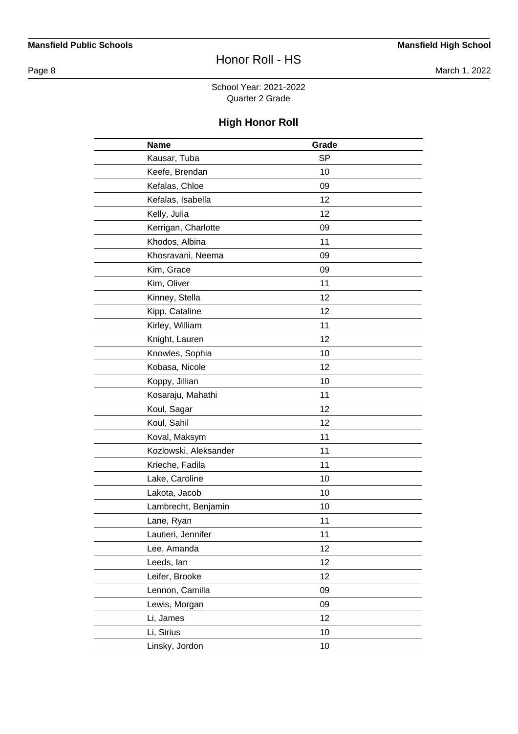School Year: 2021-2022
Quarter 2 Grade

## High Honor Roll

| Name | Grade |
|---|---|
| Kausar, Tuba | SP |
| Keefe, Brendan | 10 |
| Kefalas, Chloe | 09 |
| Kefalas, Isabella | 12 |
| Kelly, Julia | 12 |
| Kerrigan, Charlotte | 09 |
| Khodos, Albina | 11 |
| Khosravani, Neema | 09 |
| Kim, Grace | 09 |
| Kim, Oliver | 11 |
| Kinney, Stella | 12 |
| Kipp, Cataline | 12 |
| Kirley, William | 11 |
| Knight, Lauren | 12 |
| Knowles, Sophia | 10 |
| Kobasa, Nicole | 12 |
| Koppy, Jillian | 10 |
| Kosaraju, Mahathi | 11 |
| Koul, Sagar | 12 |
| Koul, Sahil | 12 |
| Koval, Maksym | 11 |
| Kozlowski, Aleksander | 11 |
| Krieche, Fadila | 11 |
| Lake, Caroline | 10 |
| Lakota, Jacob | 10 |
| Lambrecht, Benjamin | 10 |
| Lane, Ryan | 11 |
| Lautieri, Jennifer | 11 |
| Lee, Amanda | 12 |
| Leeds, Ian | 12 |
| Leifer, Brooke | 12 |
| Lennon, Camilla | 09 |
| Lewis, Morgan | 09 |
| Li, James | 12 |
| Li, Sirius | 10 |
| Linsky, Jordon | 10 |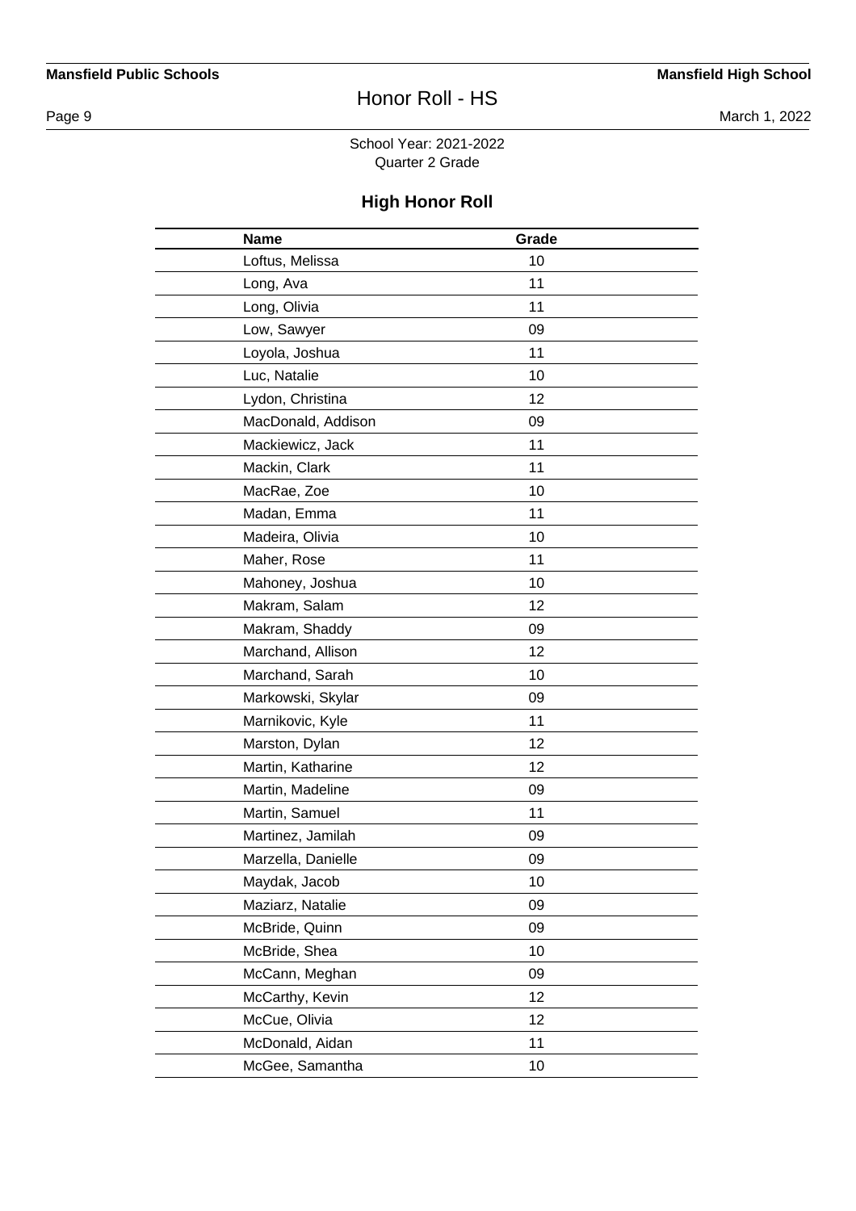School Year: 2021-2022
Quarter 2 Grade

## High Honor Roll

| Name | Grade |
|---|---|
| Loftus, Melissa | 10 |
| Long, Ava | 11 |
| Long, Olivia | 11 |
| Low, Sawyer | 09 |
| Loyola, Joshua | 11 |
| Luc, Natalie | 10 |
| Lydon, Christina | 12 |
| MacDonald, Addison | 09 |
| Mackiewicz, Jack | 11 |
| Mackin, Clark | 11 |
| MacRae, Zoe | 10 |
| Madan, Emma | 11 |
| Madeira, Olivia | 10 |
| Maher, Rose | 11 |
| Mahoney, Joshua | 10 |
| Makram, Salam | 12 |
| Makram, Shaddy | 09 |
| Marchand, Allison | 12 |
| Marchand, Sarah | 10 |
| Markowski, Skylar | 09 |
| Marnikovic, Kyle | 11 |
| Marston, Dylan | 12 |
| Martin, Katharine | 12 |
| Martin, Madeline | 09 |
| Martin, Samuel | 11 |
| Martinez, Jamilah | 09 |
| Marzella, Danielle | 09 |
| Maydak, Jacob | 10 |
| Maziarz, Natalie | 09 |
| McBride, Quinn | 09 |
| McBride, Shea | 10 |
| McCann, Meghan | 09 |
| McCarthy, Kevin | 12 |
| McCue, Olivia | 12 |
| McDonald, Aidan | 11 |
| McGee, Samantha | 10 |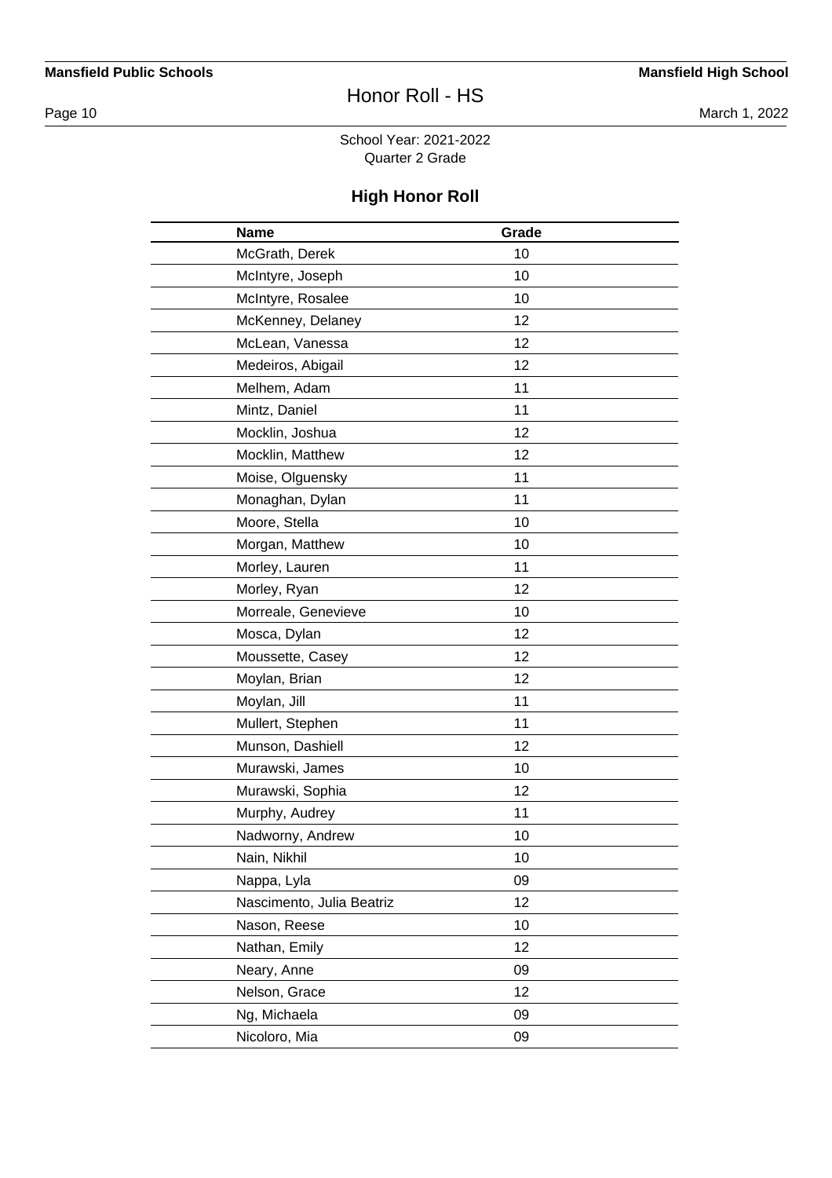School Year: 2021-2022
Quarter 2 Grade

## High Honor Roll

| Name | Grade |
|---|---|
| McGrath, Derek | 10 |
| McIntyre, Joseph | 10 |
| McIntyre, Rosalee | 10 |
| McKenney, Delaney | 12 |
| McLean, Vanessa | 12 |
| Medeiros, Abigail | 12 |
| Melhem, Adam | 11 |
| Mintz, Daniel | 11 |
| Mocklin, Joshua | 12 |
| Mocklin, Matthew | 12 |
| Moise, Olguensky | 11 |
| Monaghan, Dylan | 11 |
| Moore, Stella | 10 |
| Morgan, Matthew | 10 |
| Morley, Lauren | 11 |
| Morley, Ryan | 12 |
| Morreale, Genevieve | 10 |
| Mosca, Dylan | 12 |
| Moussette, Casey | 12 |
| Moylan, Brian | 12 |
| Moylan, Jill | 11 |
| Mullert, Stephen | 11 |
| Munson, Dashiell | 12 |
| Murawski, James | 10 |
| Murawski, Sophia | 12 |
| Murphy, Audrey | 11 |
| Nadworny, Andrew | 10 |
| Nain, Nikhil | 10 |
| Nappa, Lyla | 09 |
| Nascimento, Julia Beatriz | 12 |
| Nason, Reese | 10 |
| Nathan, Emily | 12 |
| Neary, Anne | 09 |
| Nelson, Grace | 12 |
| Ng, Michaela | 09 |
| Nicoloro, Mia | 09 |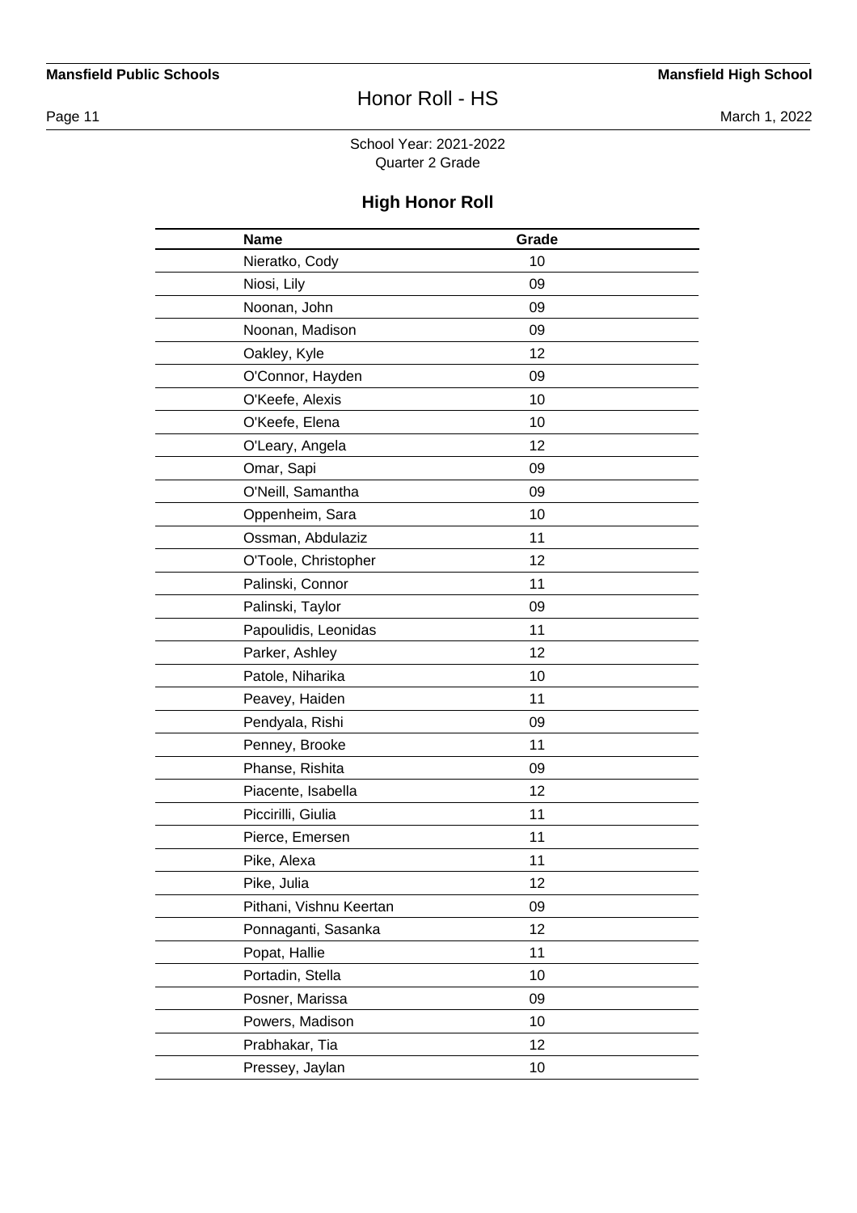School Year: 2021-2022
Quarter 2 Grade

## High Honor Roll

| Name | Grade |
|---|---|
| Nieratko, Cody | 10 |
| Niosi, Lily | 09 |
| Noonan, John | 09 |
| Noonan, Madison | 09 |
| Oakley, Kyle | 12 |
| O'Connor, Hayden | 09 |
| O'Keefe, Alexis | 10 |
| O'Keefe, Elena | 10 |
| O'Leary, Angela | 12 |
| Omar, Sapi | 09 |
| O'Neill, Samantha | 09 |
| Oppenheim, Sara | 10 |
| Ossman, Abdulaziz | 11 |
| O'Toole, Christopher | 12 |
| Palinski, Connor | 11 |
| Palinski, Taylor | 09 |
| Papoulidis, Leonidas | 11 |
| Parker, Ashley | 12 |
| Patole, Niharika | 10 |
| Peavey, Haiden | 11 |
| Pendyala, Rishi | 09 |
| Penney, Brooke | 11 |
| Phanse, Rishita | 09 |
| Piacente, Isabella | 12 |
| Piccirilli, Giulia | 11 |
| Pierce, Emersen | 11 |
| Pike, Alexa | 11 |
| Pike, Julia | 12 |
| Pithani, Vishnu Keertan | 09 |
| Ponnaganti, Sasanka | 12 |
| Popat, Hallie | 11 |
| Portadin, Stella | 10 |
| Posner, Marissa | 09 |
| Powers, Madison | 10 |
| Prabhakar, Tia | 12 |
| Pressey, Jaylan | 10 |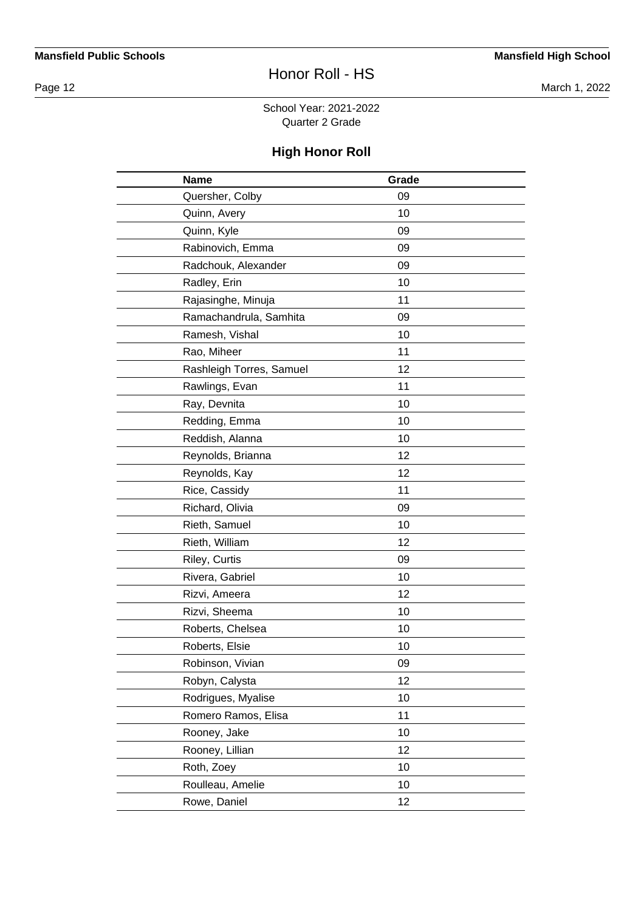School Year: 2021-2022
Quarter 2 Grade

## High Honor Roll

| Name | Grade |
| --- | --- |
| Quersher, Colby | 09 |
| Quinn, Avery | 10 |
| Quinn, Kyle | 09 |
| Rabinovich, Emma | 09 |
| Radchouk, Alexander | 09 |
| Radley, Erin | 10 |
| Rajasinghe, Minuja | 11 |
| Ramachandrula, Samhita | 09 |
| Ramesh, Vishal | 10 |
| Rao, Miheer | 11 |
| Rashleigh Torres, Samuel | 12 |
| Rawlings, Evan | 11 |
| Ray, Devnita | 10 |
| Redding, Emma | 10 |
| Reddish, Alanna | 10 |
| Reynolds, Brianna | 12 |
| Reynolds, Kay | 12 |
| Rice, Cassidy | 11 |
| Richard, Olivia | 09 |
| Rieth, Samuel | 10 |
| Rieth, William | 12 |
| Riley, Curtis | 09 |
| Rivera, Gabriel | 10 |
| Rizvi, Ameera | 12 |
| Rizvi, Sheema | 10 |
| Roberts, Chelsea | 10 |
| Roberts, Elsie | 10 |
| Robinson, Vivian | 09 |
| Robyn, Calysta | 12 |
| Rodrigues, Myalise | 10 |
| Romero Ramos, Elisa | 11 |
| Rooney, Jake | 10 |
| Rooney, Lillian | 12 |
| Roth, Zoey | 10 |
| Roulleau, Amelie | 10 |
| Rowe, Daniel | 12 |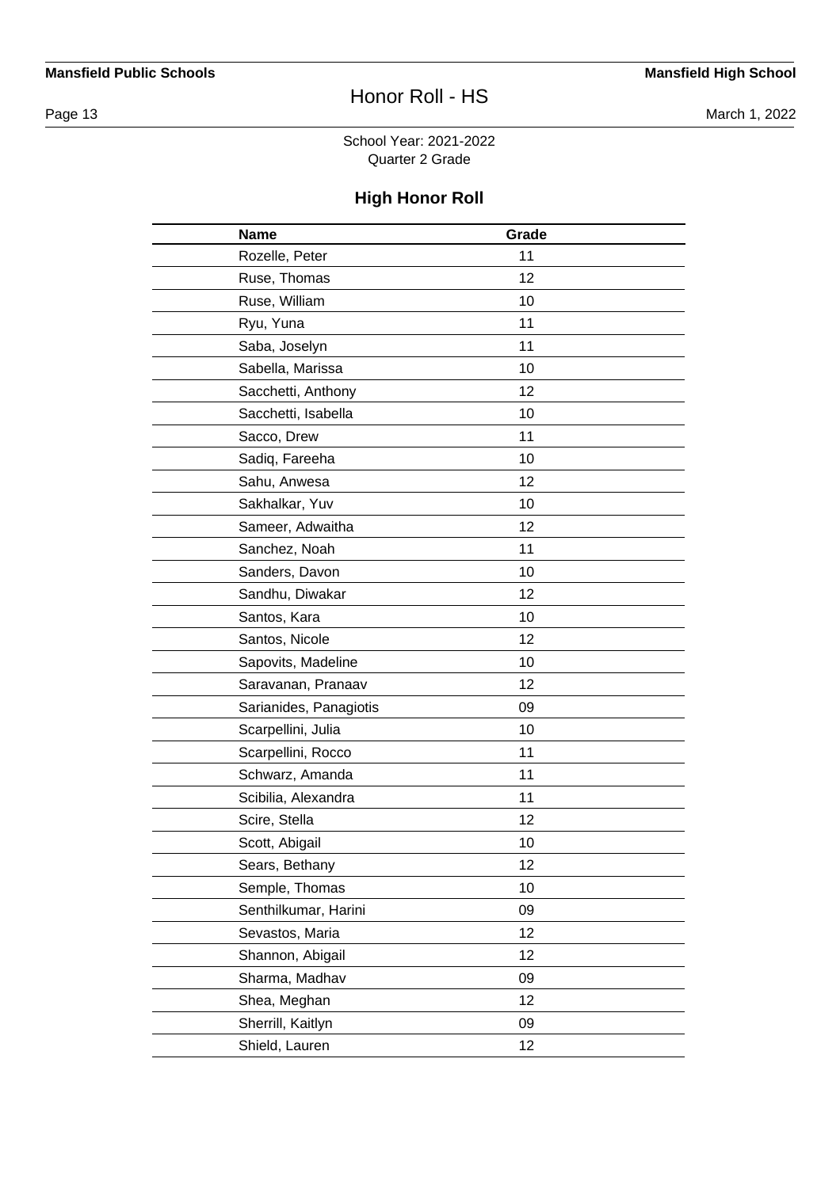School Year: 2021-2022
Quarter 2 Grade

## High Honor Roll

| Name | Grade |
|---|---|
| Rozelle, Peter | 11 |
| Ruse, Thomas | 12 |
| Ruse, William | 10 |
| Ryu, Yuna | 11 |
| Saba, Joselyn | 11 |
| Sabella, Marissa | 10 |
| Sacchetti, Anthony | 12 |
| Sacchetti, Isabella | 10 |
| Sacco, Drew | 11 |
| Sadiq, Fareeha | 10 |
| Sahu, Anwesa | 12 |
| Sakhalkar, Yuv | 10 |
| Sameer, Adwaitha | 12 |
| Sanchez, Noah | 11 |
| Sanders, Davon | 10 |
| Sandhu, Diwakar | 12 |
| Santos, Kara | 10 |
| Santos, Nicole | 12 |
| Sapovits, Madeline | 10 |
| Saravanan, Pranaav | 12 |
| Sarianides, Panagiotis | 09 |
| Scarpellini, Julia | 10 |
| Scarpellini, Rocco | 11 |
| Schwarz, Amanda | 11 |
| Scibilia, Alexandra | 11 |
| Scire, Stella | 12 |
| Scott, Abigail | 10 |
| Sears, Bethany | 12 |
| Semple, Thomas | 10 |
| Senthilkumar, Harini | 09 |
| Sevastos, Maria | 12 |
| Shannon, Abigail | 12 |
| Sharma, Madhav | 09 |
| Shea, Meghan | 12 |
| Sherrill, Kaitlyn | 09 |
| Shield, Lauren | 12 |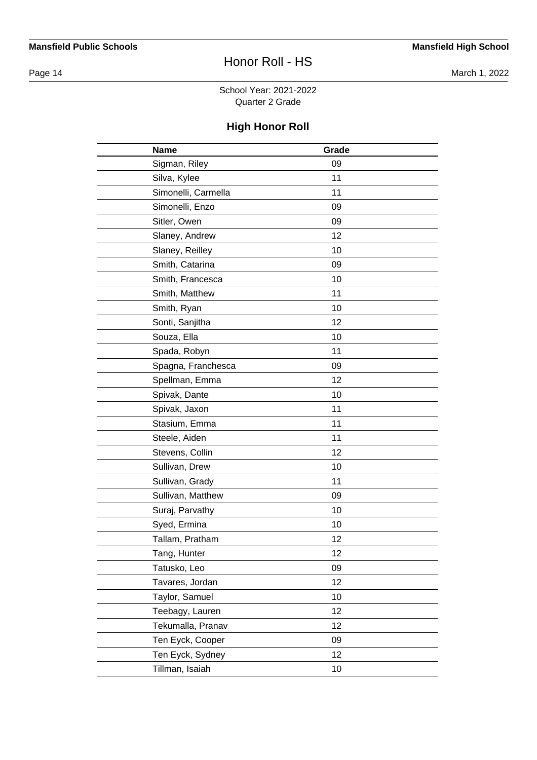School Year: 2021-2022
Quarter 2 Grade

## High Honor Roll

| Name | Grade |
| --- | --- |
| Sigman, Riley | 09 |
| Silva, Kylee | 11 |
| Simonelli, Carmella | 11 |
| Simonelli, Enzo | 09 |
| Sitler, Owen | 09 |
| Slaney, Andrew | 12 |
| Slaney, Reilley | 10 |
| Smith, Catarina | 09 |
| Smith, Francesca | 10 |
| Smith, Matthew | 11 |
| Smith, Ryan | 10 |
| Sonti, Sanjitha | 12 |
| Souza, Ella | 10 |
| Spada, Robyn | 11 |
| Spagna, Franchesca | 09 |
| Spellman, Emma | 12 |
| Spivak, Dante | 10 |
| Spivak, Jaxon | 11 |
| Stasium, Emma | 11 |
| Steele, Aiden | 11 |
| Stevens, Collin | 12 |
| Sullivan, Drew | 10 |
| Sullivan, Grady | 11 |
| Sullivan, Matthew | 09 |
| Suraj, Parvathy | 10 |
| Syed, Ermina | 10 |
| Tallam, Pratham | 12 |
| Tang, Hunter | 12 |
| Tatusko, Leo | 09 |
| Tavares, Jordan | 12 |
| Taylor, Samuel | 10 |
| Teebagy, Lauren | 12 |
| Tekumalla, Pranav | 12 |
| Ten Eyck, Cooper | 09 |
| Ten Eyck, Sydney | 12 |
| Tillman, Isaiah | 10 |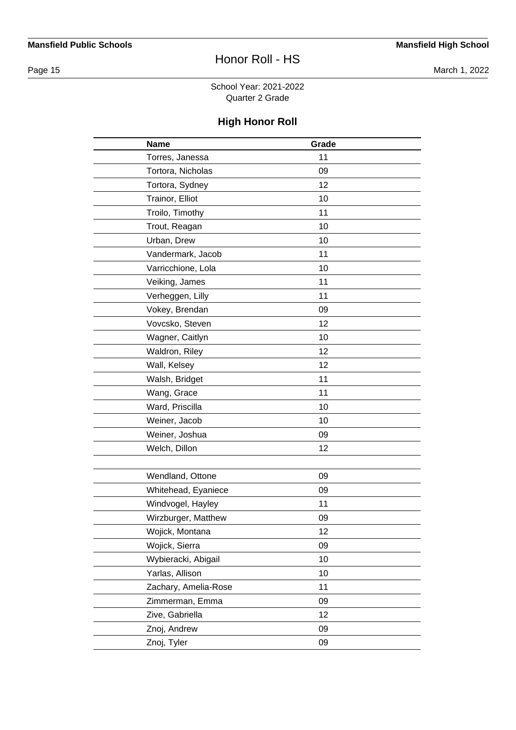School Year: 2021-2022
Quarter 2 Grade

## High Honor Roll

| Name | Grade |
|---|---|
| Torres, Janessa | 11 |
| Tortora, Nicholas | 09 |
| Tortora, Sydney | 12 |
| Trainor, Elliot | 10 |
| Troilo, Timothy | 11 |
| Trout, Reagan | 10 |
| Urban, Drew | 10 |
| Vandermark, Jacob | 11 |
| Varricchione, Lola | 10 |
| Veiking, James | 11 |
| Verheggen, Lilly | 11 |
| Vokey, Brendan | 09 |
| Vovcsko, Steven | 12 |
| Wagner, Caitlyn | 10 |
| Waldron, Riley | 12 |
| Wall, Kelsey | 12 |
| Walsh, Bridget | 11 |
| Wang, Grace | 11 |
| Ward, Priscilla | 10 |
| Weiner, Jacob | 10 |
| Weiner, Joshua | 09 |
| Welch, Dillon | 12 |
| | |
| Wendland, Ottone | 09 |
| Whitehead, Eyaniece | 09 |
| Windvogel, Hayley | 11 |
| Wirzburger, Matthew | 09 |
| Wojick, Montana | 12 |
| Wojick, Sierra | 09 |
| Wybieracki, Abigail | 10 |
| Yarlas, Allison | 10 |
| Zachary, Amelia-Rose | 11 |
| Zimmerman, Emma | 09 |
| Zive, Gabriella | 12 |
| Znoj, Andrew | 09 |
| Znoj, Tyler | 09 |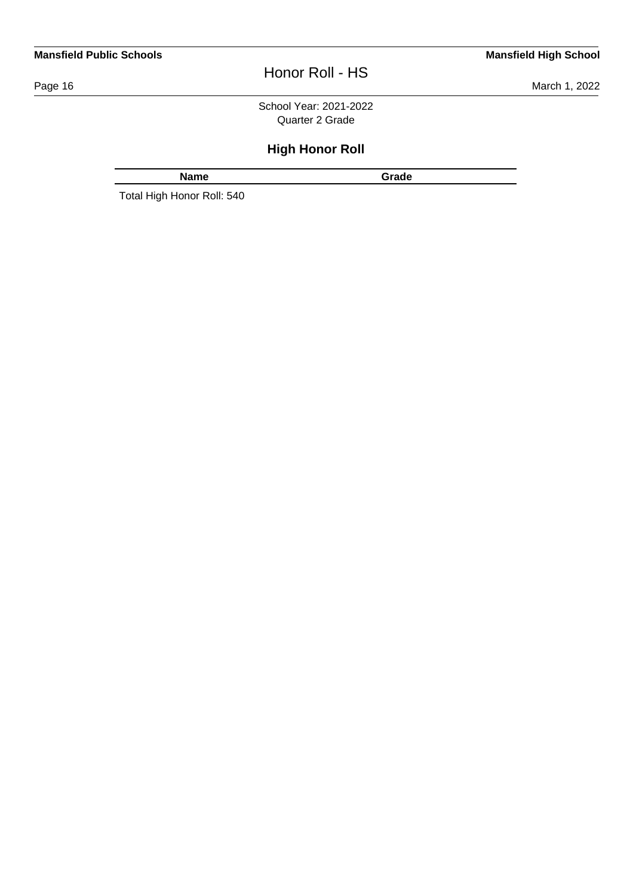School Year: 2021-2022
Quarter 2 Grade

## High Honor Roll

| Name | Grade |
| --- | --- |

Total High Honor Roll: 540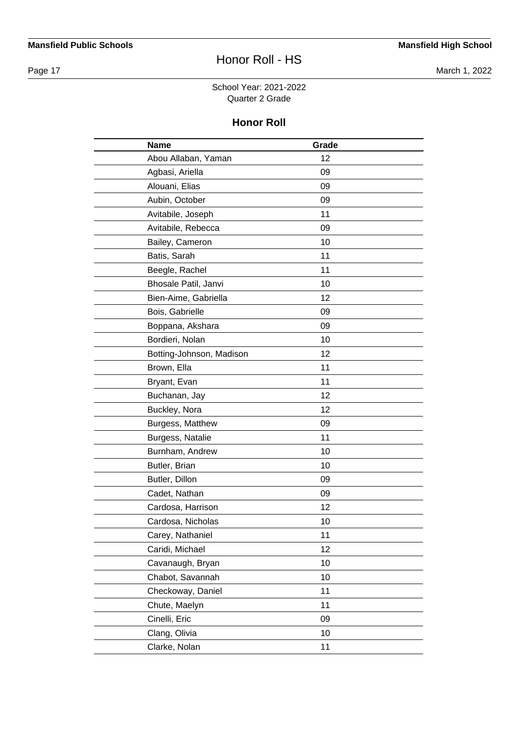School Year: 2021-2022
Quarter 2 Grade

## Honor Roll

| Name | Grade |
|---|---|
| Abou Allaban, Yaman | 12 |
| Agbasi, Ariella | 09 |
| Alouani, Elias | 09 |
| Aubin, October | 09 |
| Avitabile, Joseph | 11 |
| Avitabile, Rebecca | 09 |
| Bailey, Cameron | 10 |
| Batis, Sarah | 11 |
| Beegle, Rachel | 11 |
| Bhosale Patil, Janvi | 10 |
| Bien-Aime, Gabriella | 12 |
| Bois, Gabrielle | 09 |
| Boppana, Akshara | 09 |
| Bordieri, Nolan | 10 |
| Botting-Johnson, Madison | 12 |
| Brown, Ella | 11 |
| Bryant, Evan | 11 |
| Buchanan, Jay | 12 |
| Buckley, Nora | 12 |
| Burgess, Matthew | 09 |
| Burgess, Natalie | 11 |
| Burnham, Andrew | 10 |
| Butler, Brian | 10 |
| Butler, Dillon | 09 |
| Cadet, Nathan | 09 |
| Cardosa, Harrison | 12 |
| Cardosa, Nicholas | 10 |
| Carey, Nathaniel | 11 |
| Caridi, Michael | 12 |
| Cavanaugh, Bryan | 10 |
| Chabot, Savannah | 10 |
| Checkoway, Daniel | 11 |
| Chute, Maelyn | 11 |
| Cinelli, Eric | 09 |
| Clang, Olivia | 10 |
| Clarke, Nolan | 11 |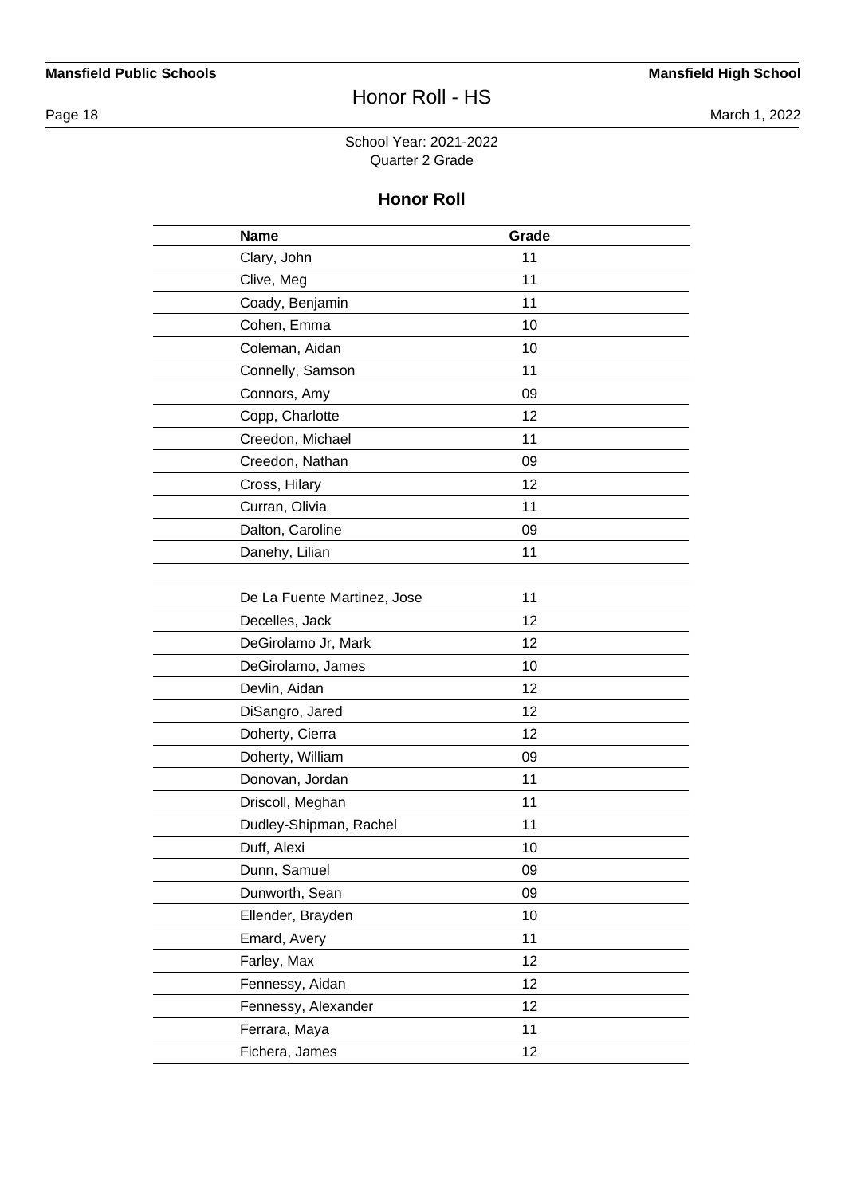School Year: 2021-2022
Quarter 2 Grade

## Honor Roll

| Name | Grade |
| --- | --- |
| Clary, John | 11 |
| Clive, Meg | 11 |
| Coady, Benjamin | 11 |
| Cohen, Emma | 10 |
| Coleman, Aidan | 10 |
| Connelly, Samson | 11 |
| Connors, Amy | 09 |
| Copp, Charlotte | 12 |
| Creedon, Michael | 11 |
| Creedon, Nathan | 09 |
| Cross, Hilary | 12 |
| Curran, Olivia | 11 |
| Dalton, Caroline | 09 |
| Danehy, Lilian | 11 |
| | |
| De La Fuente Martinez, Jose | 11 |
| Decelles, Jack | 12 |
| DeGirolamo Jr, Mark | 12 |
| DeGirolamo, James | 10 |
| Devlin, Aidan | 12 |
| DiSangro, Jared | 12 |
| Doherty, Cierra | 12 |
| Doherty, William | 09 |
| Donovan, Jordan | 11 |
| Driscoll, Meghan | 11 |
| Dudley-Shipman, Rachel | 11 |
| Duff, Alexi | 10 |
| Dunn, Samuel | 09 |
| Dunworth, Sean | 09 |
| Ellender, Brayden | 10 |
| Emard, Avery | 11 |
| Farley, Max | 12 |
| Fennessy, Aidan | 12 |
| Fennessy, Alexander | 12 |
| Ferrara, Maya | 11 |
| Fichera, James | 12 |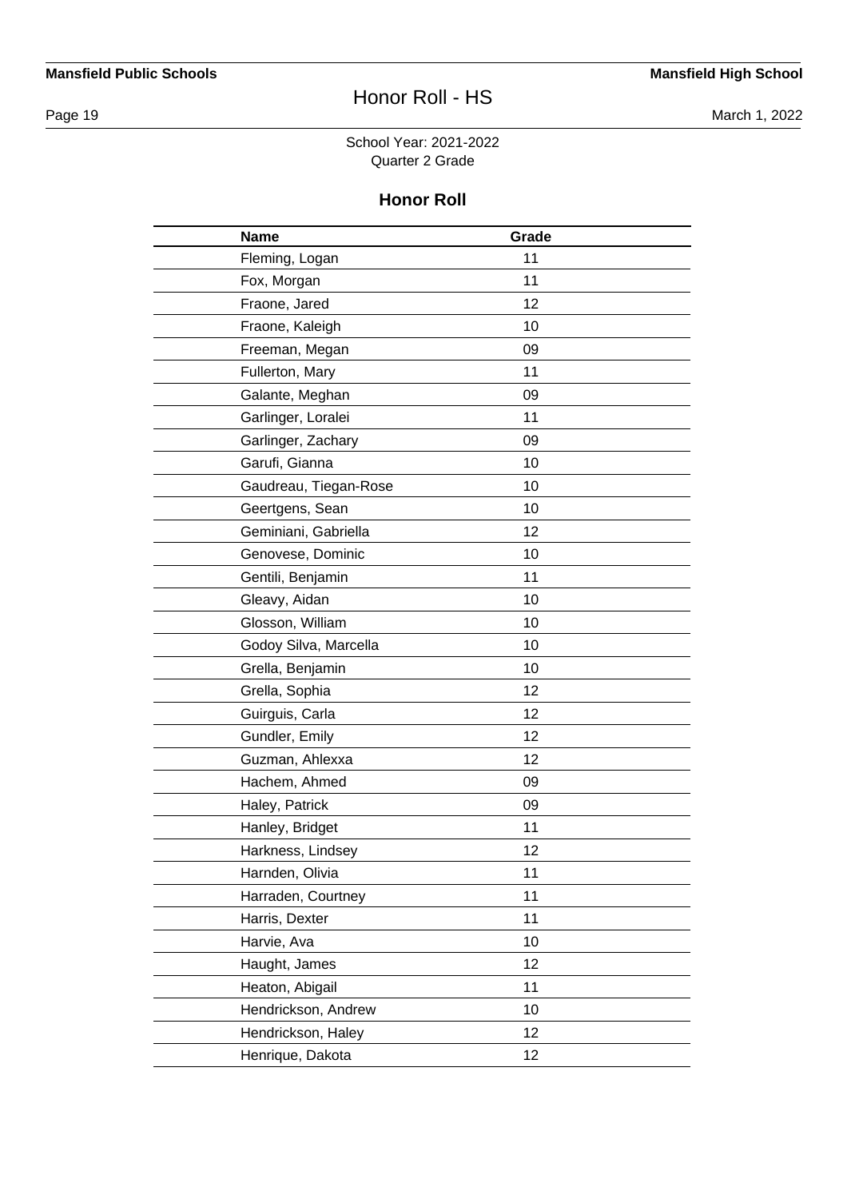School Year: 2021-2022
Quarter 2 Grade

## Honor Roll

| Name | Grade |
|---|---|
| Fleming, Logan | 11 |
| Fox, Morgan | 11 |
| Fraone, Jared | 12 |
| Fraone, Kaleigh | 10 |
| Freeman, Megan | 09 |
| Fullerton, Mary | 11 |
| Galante, Meghan | 09 |
| Garlinger, Loralei | 11 |
| Garlinger, Zachary | 09 |
| Garufi, Gianna | 10 |
| Gaudreau, Tiegan-Rose | 10 |
| Geertgens, Sean | 10 |
| Geminiani, Gabriella | 12 |
| Genovese, Dominic | 10 |
| Gentili, Benjamin | 11 |
| Gleavy, Aidan | 10 |
| Glosson, William | 10 |
| Godoy Silva, Marcella | 10 |
| Grella, Benjamin | 10 |
| Grella, Sophia | 12 |
| Guirguis, Carla | 12 |
| Gundler, Emily | 12 |
| Guzman, Ahlexxa | 12 |
| Hachem, Ahmed | 09 |
| Haley, Patrick | 09 |
| Hanley, Bridget | 11 |
| Harkness, Lindsey | 12 |
| Harnden, Olivia | 11 |
| Harraden, Courtney | 11 |
| Harris, Dexter | 11 |
| Harvie, Ava | 10 |
| Haught, James | 12 |
| Heaton, Abigail | 11 |
| Hendrickson, Andrew | 10 |
| Hendrickson, Haley | 12 |
| Henrique, Dakota | 12 |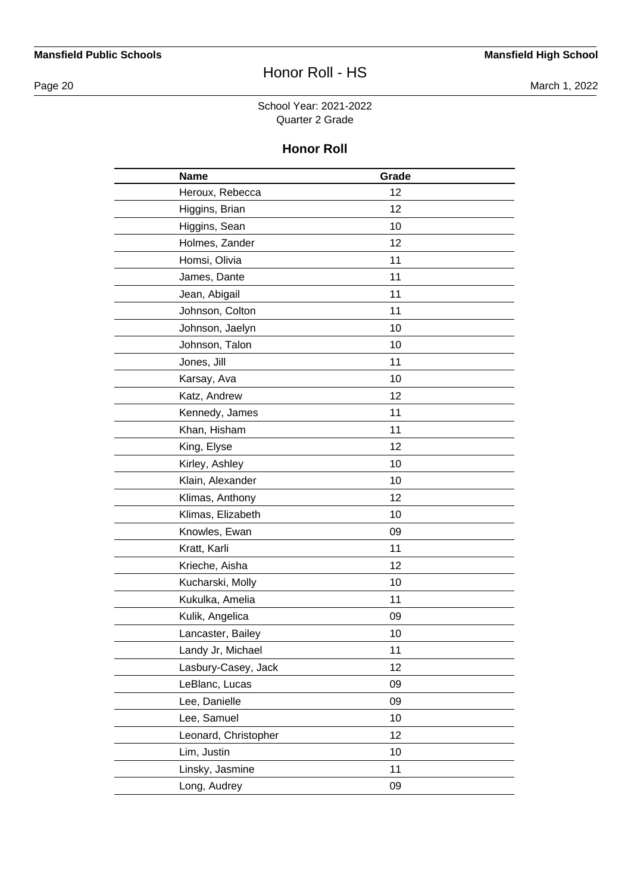School Year: 2021-2022
Quarter 2 Grade

## Honor Roll

| Name | Grade |
|---|---|
| Heroux, Rebecca | 12 |
| Higgins, Brian | 12 |
| Higgins, Sean | 10 |
| Holmes, Zander | 12 |
| Homsi, Olivia | 11 |
| James, Dante | 11 |
| Jean, Abigail | 11 |
| Johnson, Colton | 11 |
| Johnson, Jaelyn | 10 |
| Johnson, Talon | 10 |
| Jones, Jill | 11 |
| Karsay, Ava | 10 |
| Katz, Andrew | 12 |
| Kennedy, James | 11 |
| Khan, Hisham | 11 |
| King, Elyse | 12 |
| Kirley, Ashley | 10 |
| Klain, Alexander | 10 |
| Klimas, Anthony | 12 |
| Klimas, Elizabeth | 10 |
| Knowles, Ewan | 09 |
| Kratt, Karli | 11 |
| Krieche, Aisha | 12 |
| Kucharski, Molly | 10 |
| Kukulka, Amelia | 11 |
| Kulik, Angelica | 09 |
| Lancaster, Bailey | 10 |
| Landy Jr, Michael | 11 |
| Lasbury-Casey, Jack | 12 |
| LeBlanc, Lucas | 09 |
| Lee, Danielle | 09 |
| Lee, Samuel | 10 |
| Leonard, Christopher | 12 |
| Lim, Justin | 10 |
| Linsky, Jasmine | 11 |
| Long, Audrey | 09 |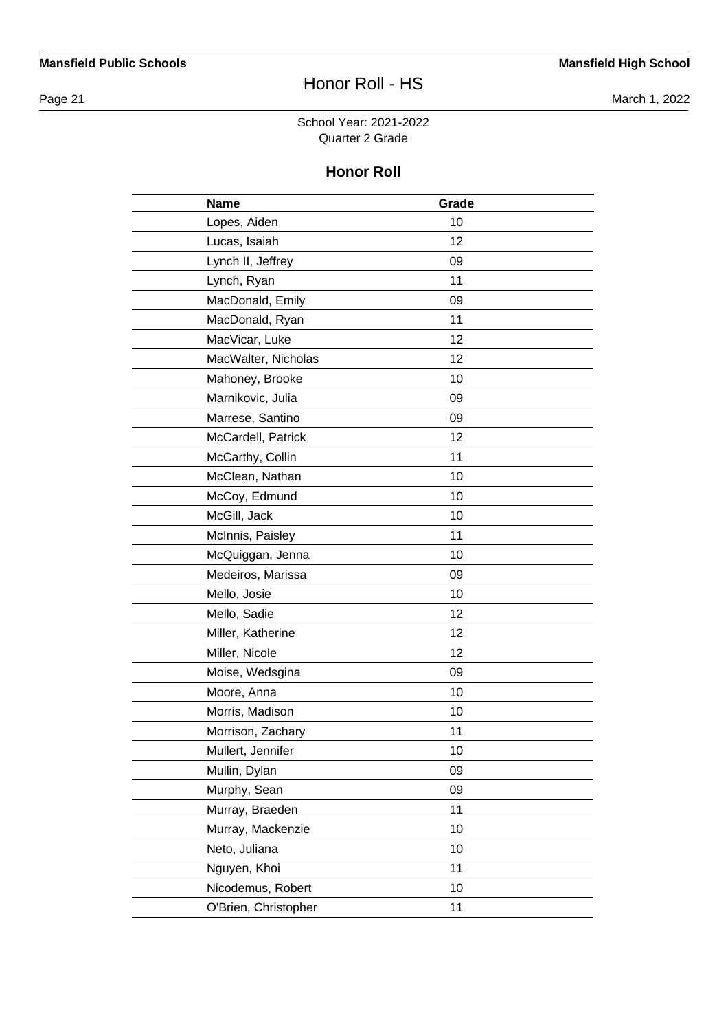School Year: 2021-2022
Quarter 2 Grade

## Honor Roll

| Name | Grade |
|---|---|
| Lopes, Aiden | 10 |
| Lucas, Isaiah | 12 |
| Lynch II, Jeffrey | 09 |
| Lynch, Ryan | 11 |
| MacDonald, Emily | 09 |
| MacDonald, Ryan | 11 |
| MacVicar, Luke | 12 |
| MacWalter, Nicholas | 12 |
| Mahoney, Brooke | 10 |
| Marnikovic, Julia | 09 |
| Marrese, Santino | 09 |
| McCardell, Patrick | 12 |
| McCarthy, Collin | 11 |
| McClean, Nathan | 10 |
| McCoy, Edmund | 10 |
| McGill, Jack | 10 |
| McInnis, Paisley | 11 |
| McQuiggan, Jenna | 10 |
| Medeiros, Marissa | 09 |
| Mello, Josie | 10 |
| Mello, Sadie | 12 |
| Miller, Katherine | 12 |
| Miller, Nicole | 12 |
| Moise, Wedsgina | 09 |
| Moore, Anna | 10 |
| Morris, Madison | 10 |
| Morrison, Zachary | 11 |
| Mullert, Jennifer | 10 |
| Mullin, Dylan | 09 |
| Murphy, Sean | 09 |
| Murray, Braeden | 11 |
| Murray, Mackenzie | 10 |
| Neto, Juliana | 10 |
| Nguyen, Khoi | 11 |
| Nicodemus, Robert | 10 |
| O'Brien, Christopher | 11 |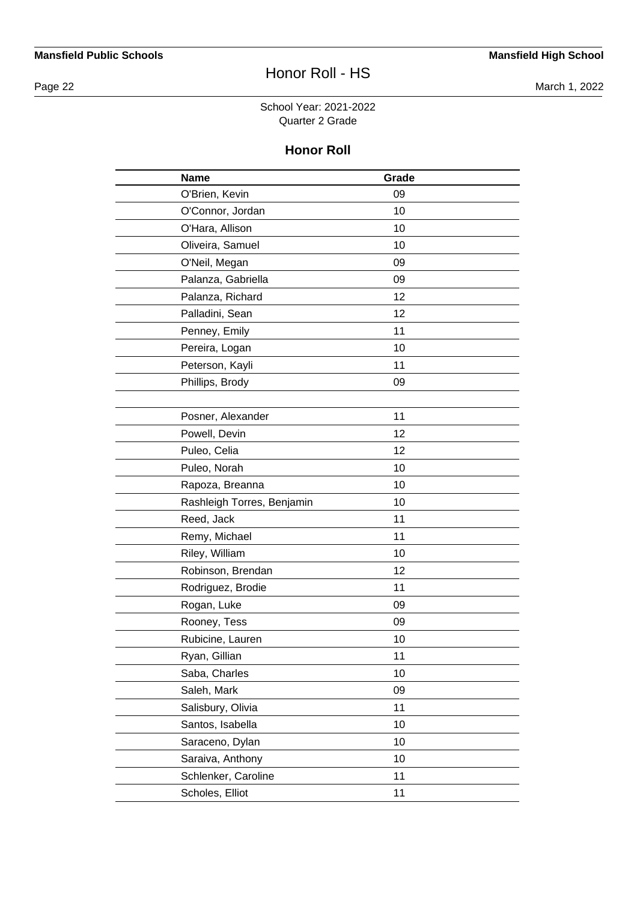School Year: 2021-2022
Quarter 2 Grade

## Honor Roll

| Name | Grade |
|---|---|
| O'Brien, Kevin | 09 |
| O'Connor, Jordan | 10 |
| O'Hara, Allison | 10 |
| Oliveira, Samuel | 10 |
| O'Neil, Megan | 09 |
| Palanza, Gabriella | 09 |
| Palanza, Richard | 12 |
| Palladini, Sean | 12 |
| Penney, Emily | 11 |
| Pereira, Logan | 10 |
| Peterson, Kayli | 11 |
| Phillips, Brody | 09 |
| | |
| Posner, Alexander | 11 |
| Powell, Devin | 12 |
| Puleo, Celia | 12 |
| Puleo, Norah | 10 |
| Rapoza, Breanna | 10 |
| Rashleigh Torres, Benjamin | 10 |
| Reed, Jack | 11 |
| Remy, Michael | 11 |
| Riley, William | 10 |
| Robinson, Brendan | 12 |
| Rodriguez, Brodie | 11 |
| Rogan, Luke | 09 |
| Rooney, Tess | 09 |
| Rubicine, Lauren | 10 |
| Ryan, Gillian | 11 |
| Saba, Charles | 10 |
| Saleh, Mark | 09 |
| Salisbury, Olivia | 11 |
| Santos, Isabella | 10 |
| Saraceno, Dylan | 10 |
| Saraiva, Anthony | 10 |
| Schlenker, Caroline | 11 |
| Scholes, Elliot | 11 |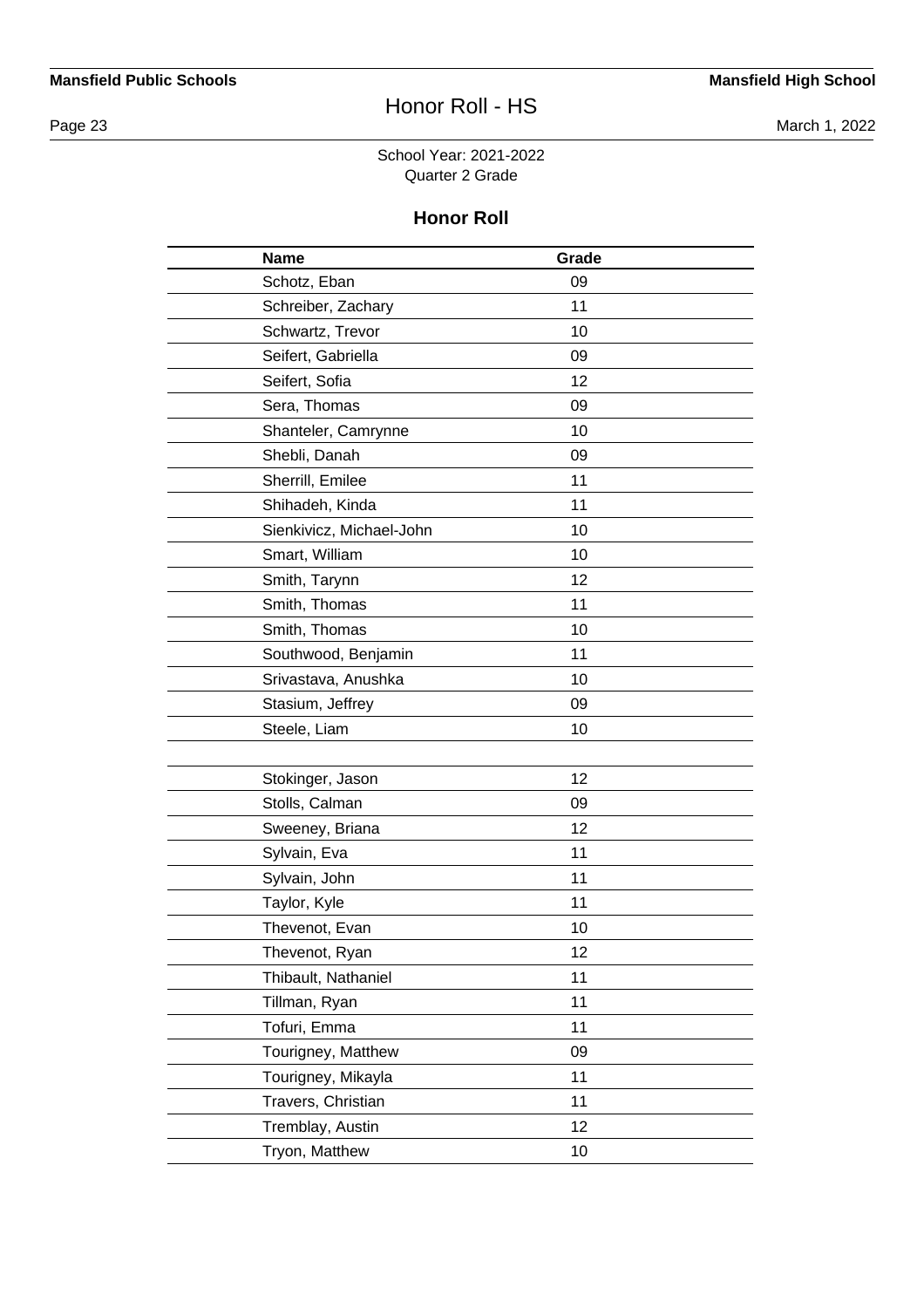School Year: 2021-2022
Quarter 2 Grade

## Honor Roll

| Name | Grade |
|---|---|
| Schotz, Eban | 09 |
| Schreiber, Zachary | 11 |
| Schwartz, Trevor | 10 |
| Seifert, Gabriella | 09 |
| Seifert, Sofia | 12 |
| Sera, Thomas | 09 |
| Shanteler, Camrynne | 10 |
| Shebli, Danah | 09 |
| Sherrill, Emilee | 11 |
| Shihadeh, Kinda | 11 |
| Sienkivicz, Michael-John | 10 |
| Smart, William | 10 |
| Smith, Tarynn | 12 |
| Smith, Thomas | 11 |
| Smith, Thomas | 10 |
| Southwood, Benjamin | 11 |
| Srivastava, Anushka | 10 |
| Stasium, Jeffrey | 09 |
| Steele, Liam | 10 |
| | |
| Stokinger, Jason | 12 |
| Stolls, Calman | 09 |
| Sweeney, Briana | 12 |
| Sylvain, Eva | 11 |
| Sylvain, John | 11 |
| Taylor, Kyle | 11 |
| Thevenot, Evan | 10 |
| Thevenot, Ryan | 12 |
| Thibault, Nathaniel | 11 |
| Tillman, Ryan | 11 |
| Tofuri, Emma | 11 |
| Tourigney, Matthew | 09 |
| Tourigney, Mikayla | 11 |
| Travers, Christian | 11 |
| Tremblay, Austin | 12 |
| Tryon, Matthew | 10 |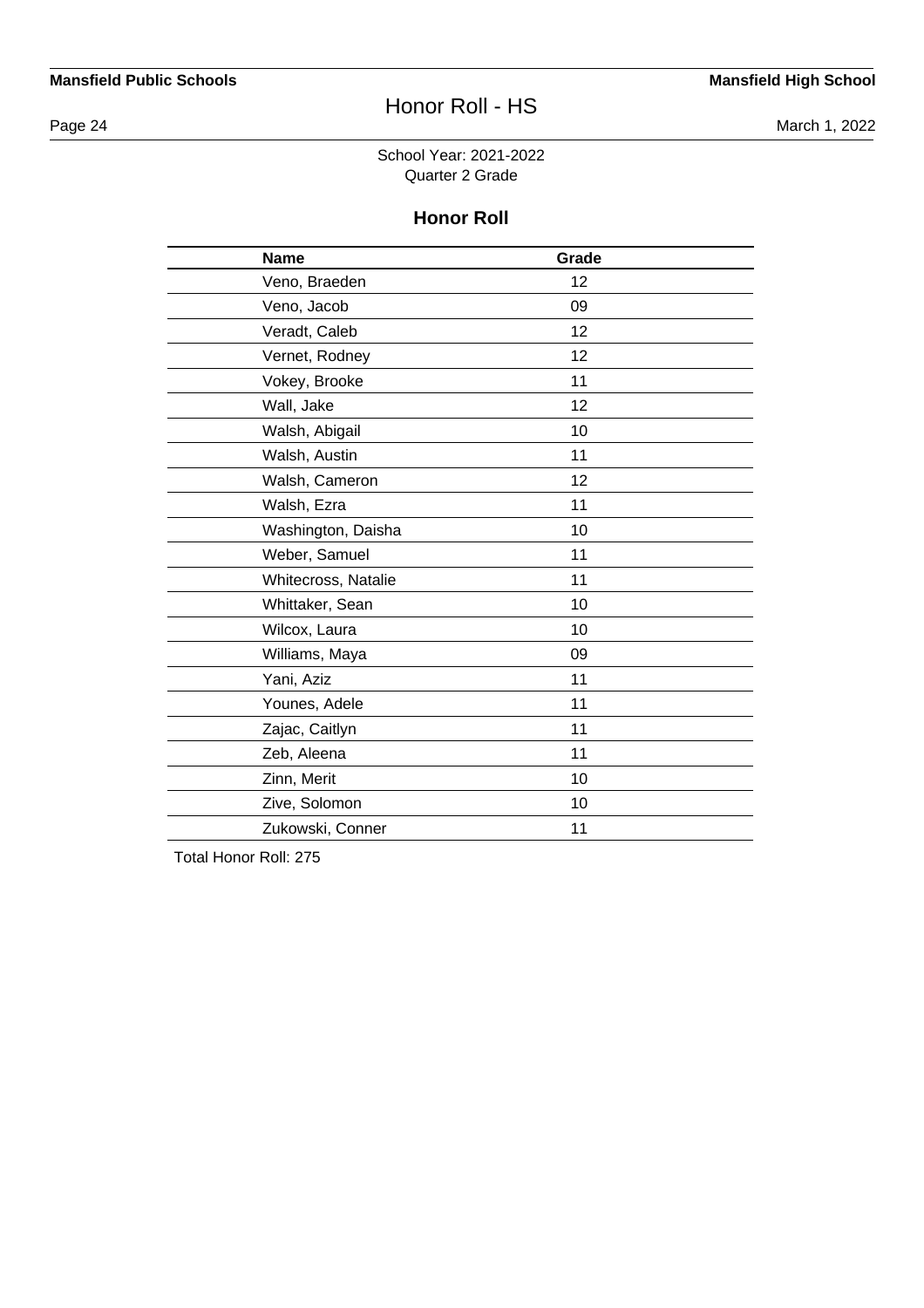School Year: 2021-2022
Quarter 2 Grade

## Honor Roll

| Name | Grade |
|---|---|
| Veno, Braeden | 12 |
| Veno, Jacob | 09 |
| Veradt, Caleb | 12 |
| Vernet, Rodney | 12 |
| Vokey, Brooke | 11 |
| Wall, Jake | 12 |
| Walsh, Abigail | 10 |
| Walsh, Austin | 11 |
| Walsh, Cameron | 12 |
| Walsh, Ezra | 11 |
| Washington, Daisha | 10 |
| Weber, Samuel | 11 |
| Whitecross, Natalie | 11 |
| Whittaker, Sean | 10 |
| Wilcox, Laura | 10 |
| Williams, Maya | 09 |
| Yani, Aziz | 11 |
| Younes, Adele | 11 |
| Zajac, Caitlyn | 11 |
| Zeb, Aleena | 11 |
| Zinn, Merit | 10 |
| Zive, Solomon | 10 |
| Zukowski, Conner | 11 |

Total Honor Roll: 275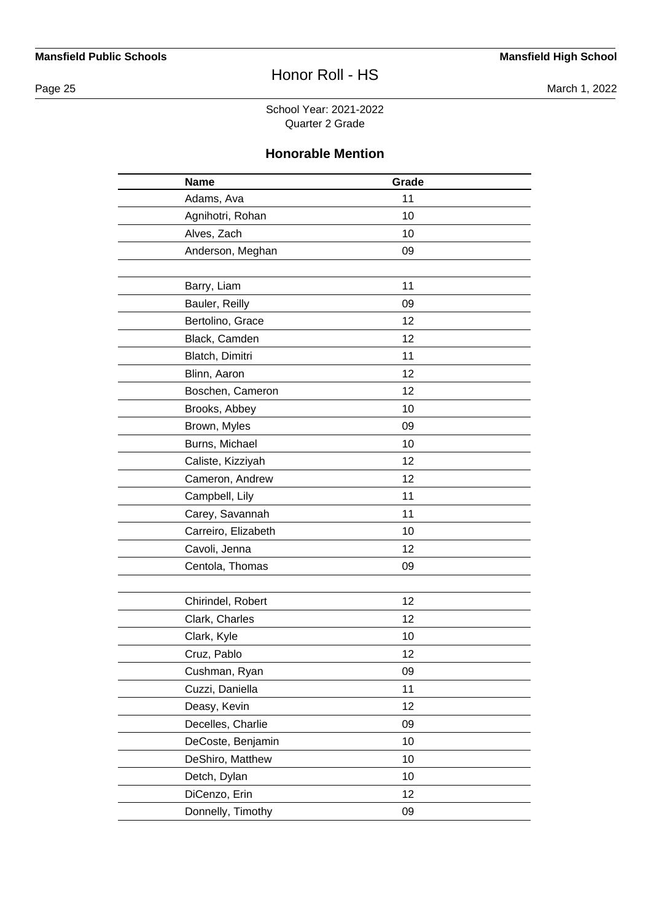School Year: 2021-2022
Quarter 2 Grade

## Honorable Mention

| Name | Grade |
|---|---|
| Adams, Ava | 11 |
| Agnihotri, Rohan | 10 |
| Alves, Zach | 10 |
| Anderson, Meghan | 09 |
| | |
| Barry, Liam | 11 |
| Bauler, Reilly | 09 |
| Bertolino, Grace | 12 |
| Black, Camden | 12 |
| Blatch, Dimitri | 11 |
| Blinn, Aaron | 12 |
| Boschen, Cameron | 12 |
| Brooks, Abbey | 10 |
| Brown, Myles | 09 |
| Burns, Michael | 10 |
| Caliste, Kizziyah | 12 |
| Cameron, Andrew | 12 |
| Campbell, Lily | 11 |
| Carey, Savannah | 11 |
| Carreiro, Elizabeth | 10 |
| Cavoli, Jenna | 12 |
| Centola, Thomas | 09 |
| | |
| Chirindel, Robert | 12 |
| Clark, Charles | 12 |
| Clark, Kyle | 10 |
| Cruz, Pablo | 12 |
| Cushman, Ryan | 09 |
| Cuzzi, Daniella | 11 |
| Deasy, Kevin | 12 |
| Decelles, Charlie | 09 |
| DeCoste, Benjamin | 10 |
| DeShiro, Matthew | 10 |
| Detch, Dylan | 10 |
| DiCenzo, Erin | 12 |
| Donnelly, Timothy | 09 |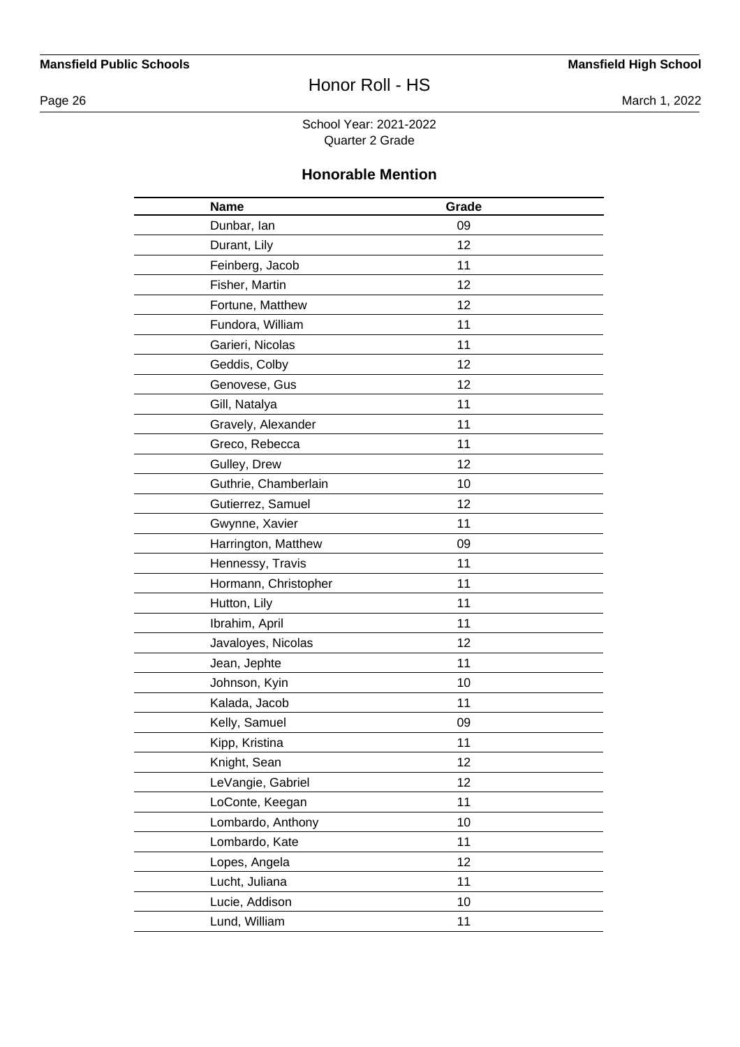School Year: 2021-2022
Quarter 2 Grade

## Honorable Mention

| Name | Grade |
|---|---|
| Dunbar, Ian | 09 |
| Durant, Lily | 12 |
| Feinberg, Jacob | 11 |
| Fisher, Martin | 12 |
| Fortune, Matthew | 12 |
| Fundora, William | 11 |
| Garieri, Nicolas | 11 |
| Geddis, Colby | 12 |
| Genovese, Gus | 12 |
| Gill, Natalya | 11 |
| Gravely, Alexander | 11 |
| Greco, Rebecca | 11 |
| Gulley, Drew | 12 |
| Guthrie, Chamberlain | 10 |
| Gutierrez, Samuel | 12 |
| Gwynne, Xavier | 11 |
| Harrington, Matthew | 09 |
| Hennessy, Travis | 11 |
| Hormann, Christopher | 11 |
| Hutton, Lily | 11 |
| Ibrahim, April | 11 |
| Javaloyes, Nicolas | 12 |
| Jean, Jephte | 11 |
| Johnson, Kyin | 10 |
| Kalada, Jacob | 11 |
| Kelly, Samuel | 09 |
| Kipp, Kristina | 11 |
| Knight, Sean | 12 |
| LeVangie, Gabriel | 12 |
| LoConte, Keegan | 11 |
| Lombardo, Anthony | 10 |
| Lombardo, Kate | 11 |
| Lopes, Angela | 12 |
| Lucht, Juliana | 11 |
| Lucie, Addison | 10 |
| Lund, William | 11 |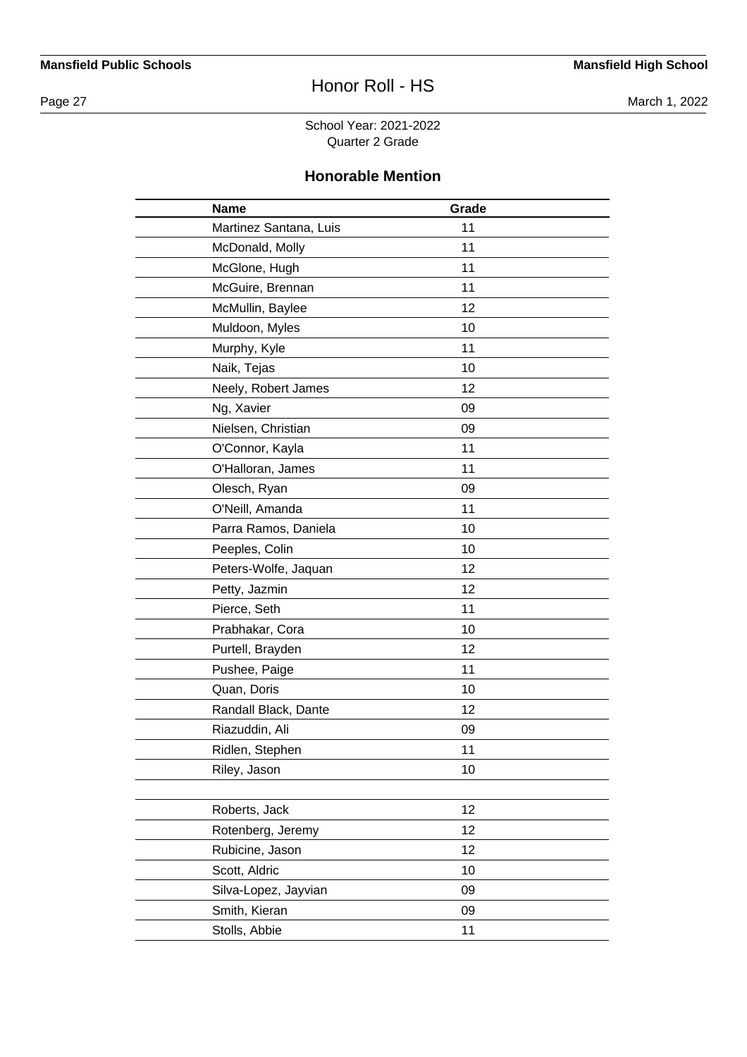Honor Roll - HS

School Year: 2021-2022
Quarter 2 Grade

## Honorable Mention

| Name | Grade |
|---|---|
| Martinez Santana, Luis | 11 |
| McDonald, Molly | 11 |
| McGlone, Hugh | 11 |
| McGuire, Brennan | 11 |
| McMullin, Baylee | 12 |
| Muldoon, Myles | 10 |
| Murphy, Kyle | 11 |
| Naik, Tejas | 10 |
| Neely, Robert James | 12 |
| Ng, Xavier | 09 |
| Nielsen, Christian | 09 |
| O'Connor, Kayla | 11 |
| O'Halloran, James | 11 |
| Olesch, Ryan | 09 |
| O'Neill, Amanda | 11 |
| Parra Ramos, Daniela | 10 |
| Peeples, Colin | 10 |
| Peters-Wolfe, Jaquan | 12 |
| Petty, Jazmin | 12 |
| Pierce, Seth | 11 |
| Prabhakar, Cora | 10 |
| Purtell, Brayden | 12 |
| Pushee, Paige | 11 |
| Quan, Doris | 10 |
| Randall Black, Dante | 12 |
| Riazuddin, Ali | 09 |
| Ridlen, Stephen | 11 |
| Riley, Jason | 10 |
| | |
| Roberts, Jack | 12 |
| Rotenberg, Jeremy | 12 |
| Rubicine, Jason | 12 |
| Scott, Aldric | 10 |
| Silva-Lopez, Jayvian | 09 |
| Smith, Kieran | 09 |
| Stolls, Abbie | 11 |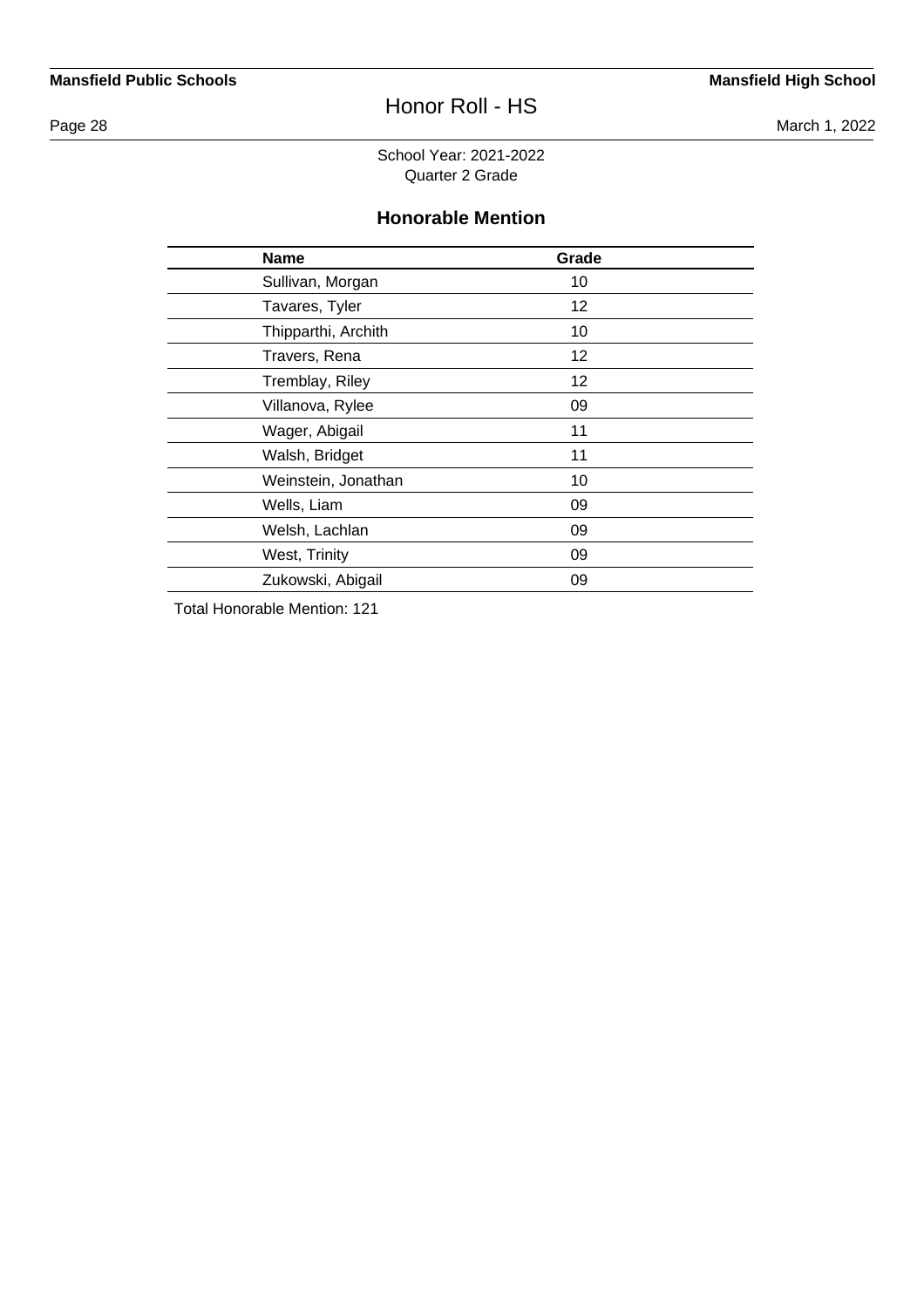School Year: 2021-2022
Quarter 2 Grade

## Honorable Mention

| Name | Grade |
|---|---|
| Sullivan, Morgan | 10 |
| Tavares, Tyler | 12 |
| Thipparthi, Archith | 10 |
| Travers, Rena | 12 |
| Tremblay, Riley | 12 |
| Villanova, Rylee | 09 |
| Wager, Abigail | 11 |
| Walsh, Bridget | 11 |
| Weinstein, Jonathan | 10 |
| Wells, Liam | 09 |
| Welsh, Lachlan | 09 |
| West, Trinity | 09 |
| Zukowski, Abigail | 09 |

Total Honorable Mention: 121